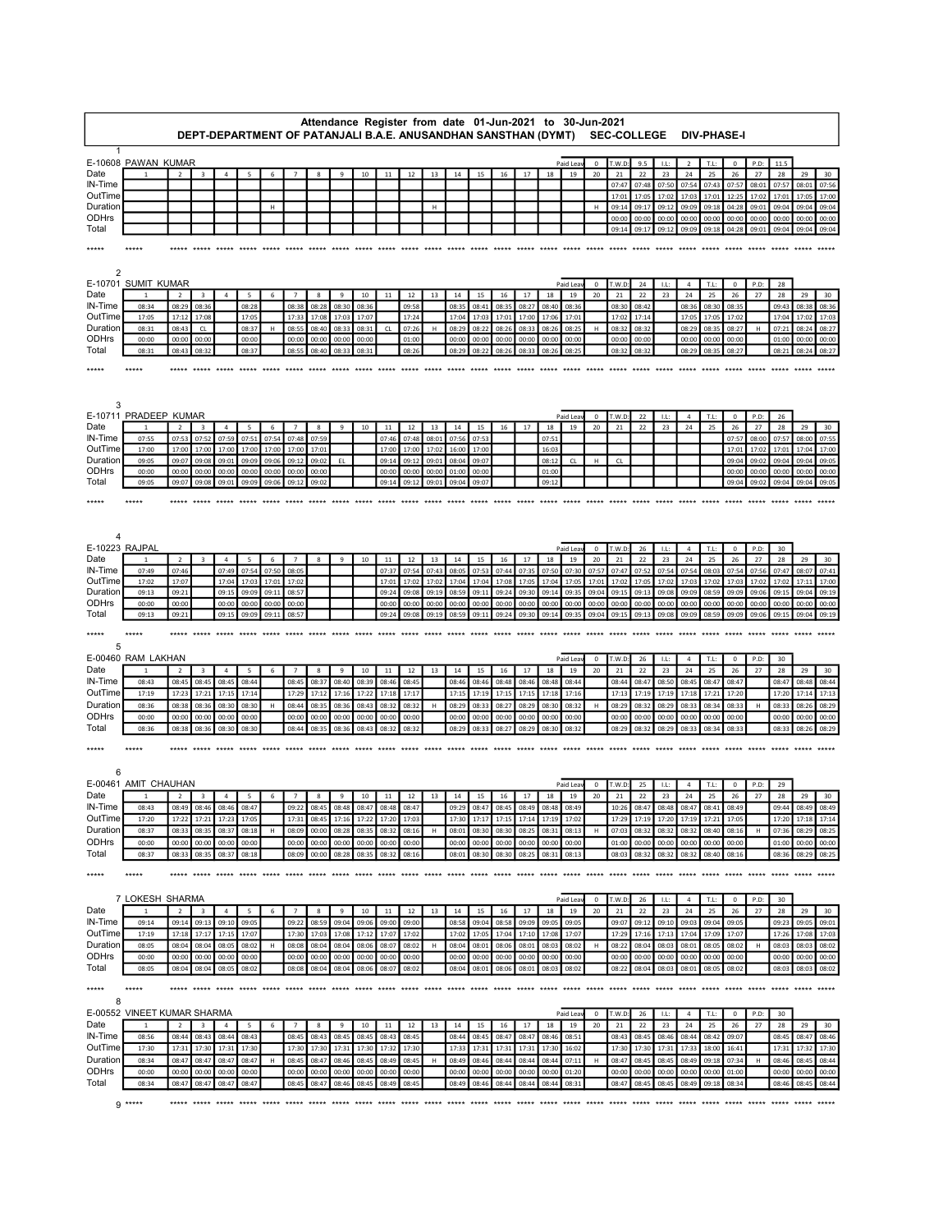# Attendance Register from date 01-Jun-2021 to 30-Jun-2021

**DEPT-DEPARTMENT OF PATANJALI B.A.E. ANUSANDHAN SANSTHAN (DYMT) SEC-COLLEGE DIV-PHASE-I**

## 1. E-10608 PAWAN KUMAR

Paid Leav: 0 | T.W.D: 9.5 | I.L: 2 | T.L: 0 | P.D: 11.5

| Date | 1 | 2 | 3 | 4 | 5 | 6 | 7 | 8 | 9 | 10 | 11 | 12 | 13 | 14 | 15 | 16 | 17 | 18 | 19 | 20 | 21 | 22 | 23 | 24 | 25 | 26 | 27 | 28 | 29 | 30 |
|---|---|---|---|---|---|---|---|---|---|---|---|---|---|---|---|---|---|---|---|---|---|---|---|---|---|---|---|---|---|---|
| IN-Time | | | | | | | | | | | | | | | | | | | | | 07:47 | 07:48 | 07:50 | 07:54 | 07:43 | 07:57 | 08:01 | 07:57 | 08:01 | 07:56 |
| OutTime | | | | | | | | | | | | | | | | | | | | | 17:01 | 17:05 | 17:02 | 17:03 | 17:01 | 12:25 | 17:02 | 17:01 | 17:05 | 17:00 |
| Duration | | | | | | H | | | | | | | H | | | | | | | H | 09:14 | 09:17 | 09:12 | 09:09 | 09:18 | 04:28 | 09:01 | 09:04 | 09:04 | 09:04 |
| ODHrs | | | | | | | | | | | | | | | | | | | | | 00:00 | 00:00 | 00:00 | 00:00 | 00:00 | 00:00 | 00:00 | 00:00 | 00:00 | 00:00 |
| Total | | | | | | | | | | | | | | | | | | | | | 09:14 | 09:17 | 09:12 | 09:09 | 09:18 | 04:28 | 09:01 | 09:04 | 09:04 | 09:04 |

*****

## 2. E-10701 SUMIT KUMAR

Paid Leav: 0 | T.W.D: 24 | I.L: 4 | T.L: 0 | P.D: 28

| Date | 1 | 2 | 3 | 4 | 5 | 6 | 7 | 8 | 9 | 10 | 11 | 12 | 13 | 14 | 15 | 16 | 17 | 18 | 19 | 20 | 21 | 22 | 23 | 24 | 25 | 26 | 27 | 28 | 29 | 30 |
|---|---|---|---|---|---|---|---|---|---|---|---|---|---|---|---|---|---|---|---|---|---|---|---|---|---|---|---|---|---|---|
| IN-Time | 08:34 | 08:29 | 08:36 | | 08:28 | | 08:38 | 08:28 | 08:30 | 08:36 | | 09:58 | | 08:35 | 08:41 | 08:35 | 08:27 | 08:40 | 08:36 | | 08:30 | 08:42 | | 08:36 | 08:30 | 08:35 | | 09:43 | 08:38 | 08:36 |
| OutTime | 17:05 | 17:12 | 17:08 | | 17:05 | | 17:33 | 17:08 | 17:03 | 17:07 | | 17:24 | | 17:04 | 17:03 | 17:01 | 17:00 | 17:06 | 17:01 | | 17:02 | 17:14 | | 17:05 | 17:05 | 17:02 | | 17:04 | 17:02 | 17:03 |
| Duration | 08:31 | 08:43 | CL | | 08:37 | H | 08:55 | 08:40 | 08:33 | 08:31 | CL | 07:26 | H | 08:29 | 08:22 | 08:26 | 08:33 | 08:26 | 08:25 | H | 08:32 | 08:32 | | 08:29 | 08:35 | 08:27 | H | 07:21 | 08:24 | 08:27 |
| ODHrs | 00:00 | 00:00 | 00:00 | | 00:00 | | 00:00 | 00:00 | 00:00 | 00:00 | | 01:00 | | 00:00 | 00:00 | 00:00 | 00:00 | 00:00 | 00:00 | | 00:00 | 00:00 | | 00:00 | 00:00 | 00:00 | | 01:00 | 00:00 | 00:00 |
| Total | 08:31 | 08:43 | 08:32 | | 08:37 | | 08:55 | 08:40 | 08:33 | 08:31 | | 08:26 | | 08:29 | 08:22 | 08:26 | 08:33 | 08:26 | 08:25 | | 08:32 | 08:32 | | 08:29 | 08:35 | 08:27 | | 08:21 | 08:24 | 08:27 |

*****

## 3. E-10711 PRADEEP KUMAR

Paid Leav: 0 | T.W.D: 22 | I.L: 4 | T.L: 0 | P.D: 26

| Date | 1 | 2 | 3 | 4 | 5 | 6 | 7 | 8 | 9 | 10 | 11 | 12 | 13 | 14 | 15 | 16 | 17 | 18 | 19 | 20 | 21 | 22 | 23 | 24 | 25 | 26 | 27 | 28 | 29 | 30 |
|---|---|---|---|---|---|---|---|---|---|---|---|---|---|---|---|---|---|---|---|---|---|---|---|---|---|---|---|---|---|---|
| IN-Time | 07:55 | 07:53 | 07:52 | 07:59 | 07:51 | 07:54 | 07:48 | 07:59 | | | 07:46 | 07:48 | 08:01 | 07:56 | 07:53 | | | 07:51 | | | | | | | | 07:57 | 08:00 | 07:57 | 08:00 | 07:55 |
| OutTime | 17:00 | 17:00 | 17:00 | 17:00 | 17:00 | 17:00 | 17:00 | 17:01 | | | 17:00 | 17:00 | 17:02 | 16:00 | 17:00 | | | 16:03 | | | | | | | | 17:01 | 17:02 | 17:01 | 17:04 | 17:00 |
| Duration | 09:05 | 09:07 | 09:08 | 09:01 | 09:09 | 09:06 | 09:12 | 09:02 | EL | | 09:14 | 09:12 | 09:01 | 08:04 | 09:07 | | | 08:12 | CL | H | CL | | | | | 09:04 | 09:02 | 09:04 | 09:04 | 09:05 |
| ODHrs | 00:00 | 00:00 | 00:00 | 00:00 | 00:00 | 00:00 | 00:00 | 00:00 | | | 00:00 | 00:00 | 00:00 | 01:00 | 00:00 | | | 01:00 | | | | | | | | 00:00 | 00:00 | 00:00 | 00:00 | 00:00 |
| Total | 09:05 | 09:07 | 09:08 | 09:01 | 09:09 | 09:06 | 09:12 | 09:02 | | | 09:14 | 09:12 | 09:01 | 09:04 | 09:07 | | | 09:12 | | | | | | | | 09:04 | 09:02 | 09:04 | 09:04 | 09:05 |

*****

## 4. E-10223 RAJPAL

Paid Leav: 0 | T.W.D: 26 | I.L: 4 | T.L: 0 | P.D: 30

| Date | 1 | 2 | 3 | 4 | 5 | 6 | 7 | 8 | 9 | 10 | 11 | 12 | 13 | 14 | 15 | 16 | 17 | 18 | 19 | 20 | 21 | 22 | 23 | 24 | 25 | 26 | 27 | 28 | 29 | 30 |
|---|---|---|---|---|---|---|---|---|---|---|---|---|---|---|---|---|---|---|---|---|---|---|---|---|---|---|---|---|---|---|
| IN-Time | 07:49 | 07:46 | | 07:49 | 07:54 | 07:50 | 08:05 | | | | 07:37 | 07:54 | 07:43 | 08:05 | 07:53 | 07:44 | 07:35 | 07:50 | 07:30 | 07:57 | 07:47 | 07:52 | 07:54 | 07:54 | 08:03 | 07:54 | 07:56 | 07:47 | 08:07 | 07:41 |
| OutTime | 17:02 | 17:07 | | 17:04 | 17:03 | 17:01 | 17:02 | | | | 17:01 | 17:02 | 17:02 | 17:04 | 17:04 | 17:08 | 17:05 | 17:04 | 17:05 | 17:01 | 17:02 | 17:05 | 17:02 | 17:03 | 17:02 | 17:03 | 17:02 | 17:02 | 17:11 | 17:00 |
| Duration | 09:13 | 09:21 | | 09:15 | 09:09 | 09:11 | 08:57 | | | | 09:24 | 09:08 | 09:19 | 08:59 | 09:11 | 09:24 | 09:30 | 09:14 | 09:35 | 09:04 | 09:15 | 09:13 | 09:08 | 09:09 | 08:59 | 09:09 | 09:06 | 09:15 | 09:04 | 09:19 |
| ODHrs | 00:00 | 00:00 | | 00:00 | 00:00 | 00:00 | 00:00 | | | | 00:00 | 00:00 | 00:00 | 00:00 | 00:00 | 00:00 | 00:00 | 00:00 | 00:00 | 00:00 | 00:00 | 00:00 | 00:00 | 00:00 | 00:00 | 00:00 | 00:00 | 00:00 | 00:00 | 00:00 |
| Total | 09:13 | 09:21 | | 09:15 | 09:09 | 09:11 | 08:57 | | | | 09:24 | 09:08 | 09:19 | 08:59 | 09:11 | 09:24 | 09:30 | 09:14 | 09:35 | 09:04 | 09:15 | 09:13 | 09:08 | 09:09 | 08:59 | 09:09 | 09:06 | 09:15 | 09:04 | 09:19 |

*****

## 5. E-00460 RAM LAKHAN

Paid Leav: 0 | T.W.D: 26 | I.L: 4 | T.L: 0 | P.D: 30

| Date | 1 | 2 | 3 | 4 | 5 | 6 | 7 | 8 | 9 | 10 | 11 | 12 | 13 | 14 | 15 | 16 | 17 | 18 | 19 | 20 | 21 | 22 | 23 | 24 | 25 | 26 | 27 | 28 | 29 | 30 |
|---|---|---|---|---|---|---|---|---|---|---|---|---|---|---|---|---|---|---|---|---|---|---|---|---|---|---|---|---|---|---|
| IN-Time | 08:43 | 08:45 | 08:45 | 08:45 | 08:44 | | 08:45 | 08:37 | 08:40 | 08:39 | 08:46 | 08:45 | | 08:46 | 08:46 | 08:48 | 08:46 | 08:48 | 08:44 | | 08:44 | 08:47 | 08:50 | 08:45 | 08:47 | 08:47 | | 08:47 | 08:48 | 08:44 |
| OutTime | 17:19 | 17:23 | 17:21 | 17:15 | 17:14 | | 17:29 | 17:12 | 17:16 | 17:22 | 17:18 | 17:17 | | 17:15 | 17:19 | 17:15 | 17:15 | 17:18 | 17:16 | | 17:13 | 17:19 | 17:19 | 17:18 | 17:21 | 17:20 | | 17:20 | 17:14 | 17:13 |
| Duration | 08:36 | 08:38 | 08:36 | 08:30 | 08:30 | H | 08:44 | 08:35 | 08:36 | 08:43 | 08:32 | 08:32 | H | 08:29 | 08:33 | 08:27 | 08:29 | 08:30 | 08:32 | H | 08:29 | 08:32 | 08:29 | 08:33 | 08:34 | 08:33 | H | 08:33 | 08:26 | 08:29 |
| ODHrs | 00:00 | 00:00 | 00:00 | 00:00 | 00:00 | | 00:00 | 00:00 | 00:00 | 00:00 | 00:00 | 00:00 | | 00:00 | 00:00 | 00:00 | 00:00 | 00:00 | 00:00 | | 00:00 | 00:00 | 00:00 | 00:00 | 00:00 | 00:00 | | 00:00 | 00:00 | 00:00 |
| Total | 08:36 | 08:38 | 08:36 | 08:30 | 08:30 | | 08:44 | 08:35 | 08:36 | 08:43 | 08:32 | 08:32 | | 08:29 | 08:33 | 08:27 | 08:29 | 08:30 | 08:32 | | 08:29 | 08:32 | 08:29 | 08:33 | 08:34 | 08:33 | | 08:33 | 08:26 | 08:29 |

*****

## 6. E-00461 AMIT CHAUHAN

Paid Leav: 0 | T.W.D: 25 | I.L: 4 | T.L: 0 | P.D: 29

| Date | 1 | 2 | 3 | 4 | 5 | 6 | 7 | 8 | 9 | 10 | 11 | 12 | 13 | 14 | 15 | 16 | 17 | 18 | 19 | 20 | 21 | 22 | 23 | 24 | 25 | 26 | 27 | 28 | 29 | 30 |
|---|---|---|---|---|---|---|---|---|---|---|---|---|---|---|---|---|---|---|---|---|---|---|---|---|---|---|---|---|---|---|
| IN-Time | 08:43 | 08:49 | 08:46 | 08:46 | 08:47 | | 09:22 | 08:45 | 08:48 | 08:47 | 08:48 | 08:47 | | 09:29 | 08:47 | 08:45 | 08:49 | 08:48 | 08:49 | | 10:26 | 08:47 | 08:48 | 08:47 | 08:41 | 08:49 | | 09:44 | 08:49 | 08:49 |
| OutTime | 17:20 | 17:22 | 17:21 | 17:23 | 17:05 | | 17:31 | 08:45 | 17:16 | 17:22 | 17:20 | 17:03 | | 17:30 | 17:17 | 17:15 | 17:14 | 17:19 | 17:02 | | 17:29 | 17:19 | 17:20 | 17:19 | 17:21 | 17:05 | | 17:20 | 17:18 | 17:14 |
| Duration | 08:37 | 08:33 | 08:35 | 08:37 | 08:18 | H | 08:09 | 00:00 | 08:28 | 08:35 | 08:32 | 08:16 | H | 08:01 | 08:30 | 08:30 | 08:25 | 08:31 | 08:13 | H | 07:03 | 08:32 | 08:32 | 08:32 | 08:40 | 08:16 | H | 07:36 | 08:29 | 08:25 |
| ODHrs | 00:00 | 00:00 | 00:00 | 00:00 | 00:00 | | 00:00 | 00:00 | 00:00 | 00:00 | 00:00 | 00:00 | | 00:00 | 00:00 | 00:00 | 00:00 | 00:00 | 00:00 | | 01:00 | 00:00 | 00:00 | 00:00 | 00:00 | 00:00 | | 01:00 | 00:00 | 00:00 |
| Total | 08:37 | 08:33 | 08:35 | 08:37 | 08:18 | | 08:09 | 00:00 | 08:28 | 08:35 | 08:32 | 08:16 | | 08:01 | 08:30 | 08:30 | 08:25 | 08:31 | 08:13 | | 08:03 | 08:32 | 08:32 | 08:32 | 08:40 | 08:16 | | 08:36 | 08:29 | 08:25 |

*****

## 7. LOKESH SHARMA

Paid Leav: 0 | T.W.D: 26 | I.L: 4 | T.L: 0 | P.D: 30

| Date | 1 | 2 | 3 | 4 | 5 | 6 | 7 | 8 | 9 | 10 | 11 | 12 | 13 | 14 | 15 | 16 | 17 | 18 | 19 | 20 | 21 | 22 | 23 | 24 | 25 | 26 | 27 | 28 | 29 | 30 |
|---|---|---|---|---|---|---|---|---|---|---|---|---|---|---|---|---|---|---|---|---|---|---|---|---|---|---|---|---|---|---|
| IN-Time | 09:14 | 09:14 | 09:13 | 09:10 | 09:05 | | 09:22 | 08:59 | 09:04 | 09:06 | 09:00 | 09:00 | | 08:58 | 09:04 | 08:58 | 09:09 | 09:05 | 09:05 | | 09:07 | 09:12 | 09:10 | 09:03 | 09:04 | 09:05 | | 09:23 | 09:05 | 09:01 |
| OutTime | 17:19 | 17:18 | 17:17 | 17:15 | 17:07 | | 17:30 | 17:03 | 17:08 | 17:12 | 17:07 | 17:02 | | 17:02 | 17:05 | 17:04 | 17:10 | 17:08 | 17:07 | | 17:29 | 17:16 | 17:13 | 17:04 | 17:09 | 17:07 | | 17:26 | 17:08 | 17:03 |
| Duration | 08:05 | 08:04 | 08:04 | 08:05 | 08:02 | H | 08:08 | 08:04 | 08:04 | 08:06 | 08:07 | 08:02 | H | 08:04 | 08:01 | 08:06 | 08:01 | 08:03 | 08:02 | H | 08:22 | 08:04 | 08:03 | 08:01 | 08:05 | 08:02 | H | 08:03 | 08:03 | 08:02 |
| ODHrs | 00:00 | 00:00 | 00:00 | 00:00 | 00:00 | | 00:00 | 00:00 | 00:00 | 00:00 | 00:00 | 00:00 | | 00:00 | 00:00 | 00:00 | 00:00 | 00:00 | 00:00 | | 00:00 | 00:00 | 00:00 | 00:00 | 00:00 | 00:00 | | 00:00 | 00:00 | 00:00 |
| Total | 08:05 | 08:04 | 08:04 | 08:05 | 08:02 | | 08:08 | 08:04 | 08:04 | 08:06 | 08:07 | 08:02 | | 08:04 | 08:01 | 08:06 | 08:01 | 08:03 | 08:02 | | 08:22 | 08:04 | 08:03 | 08:01 | 08:05 | 08:02 | | 08:03 | 08:03 | 08:02 |

*****

## 8. E-00552 VINEET KUMAR SHARMA

Paid Leav: 0 | T.W.D: 26 | I.L: 4 | T.L: 0 | P.D: 30

| Date | 1 | 2 | 3 | 4 | 5 | 6 | 7 | 8 | 9 | 10 | 11 | 12 | 13 | 14 | 15 | 16 | 17 | 18 | 19 | 20 | 21 | 22 | 23 | 24 | 25 | 26 | 27 | 28 | 29 | 30 |
|---|---|---|---|---|---|---|---|---|---|---|---|---|---|---|---|---|---|---|---|---|---|---|---|---|---|---|---|---|---|---|
| IN-Time | 08:56 | 08:44 | 08:43 | 08:44 | 08:43 | | 08:45 | 08:43 | 08:45 | 08:45 | 08:43 | 08:45 | | 08:44 | 08:45 | 08:47 | 08:46 | 08:46 | 08:51 | | 08:43 | 08:45 | 08:46 | 08:44 | 08:42 | 09:07 | | 08:45 | 08:47 | 08:46 |
| OutTime | 17:30 | 17:31 | 17:30 | 17:31 | 17:30 | | 17:30 | 17:30 | 17:31 | 17:30 | 17:32 | 17:30 | | 17:33 | 17:31 | 17:31 | 17:31 | 17:30 | 16:02 | | 17:30 | 17:30 | 17:31 | 17:33 | 18:00 | 16:41 | | 17:31 | 17:32 | 17:30 |
| Duration | 08:34 | 08:47 | 08:47 | 08:47 | 08:47 | H | 08:45 | 08:47 | 08:46 | 08:45 | 08:49 | 08:45 | H | 08:49 | 08:46 | 08:44 | 08:44 | 08:44 | 07:11 | H | 08:47 | 08:45 | 08:45 | 08:49 | 09:18 | 07:34 | H | 08:46 | 08:45 | 08:44 |
| ODHrs | 00:00 | 00:00 | 00:00 | 00:00 | 00:00 | | 00:00 | 00:00 | 00:00 | 00:00 | 00:00 | 00:00 | | 00:00 | 00:00 | 00:00 | 00:00 | 00:00 | 01:20 | | 00:00 | 00:00 | 00:00 | 00:00 | 00:00 | 01:00 | | 00:00 | 00:00 | 00:00 |
| Total | 08:34 | 08:47 | 08:47 | 08:47 | 08:47 | | 08:45 | 08:47 | 08:46 | 08:45 | 08:49 | 08:45 | | 08:49 | 08:46 | 08:44 | 08:44 | 08:44 | 08:31 | | 08:47 | 08:45 | 08:45 | 08:49 | 09:18 | 08:34 | | 08:46 | 08:45 | 08:44 |

*****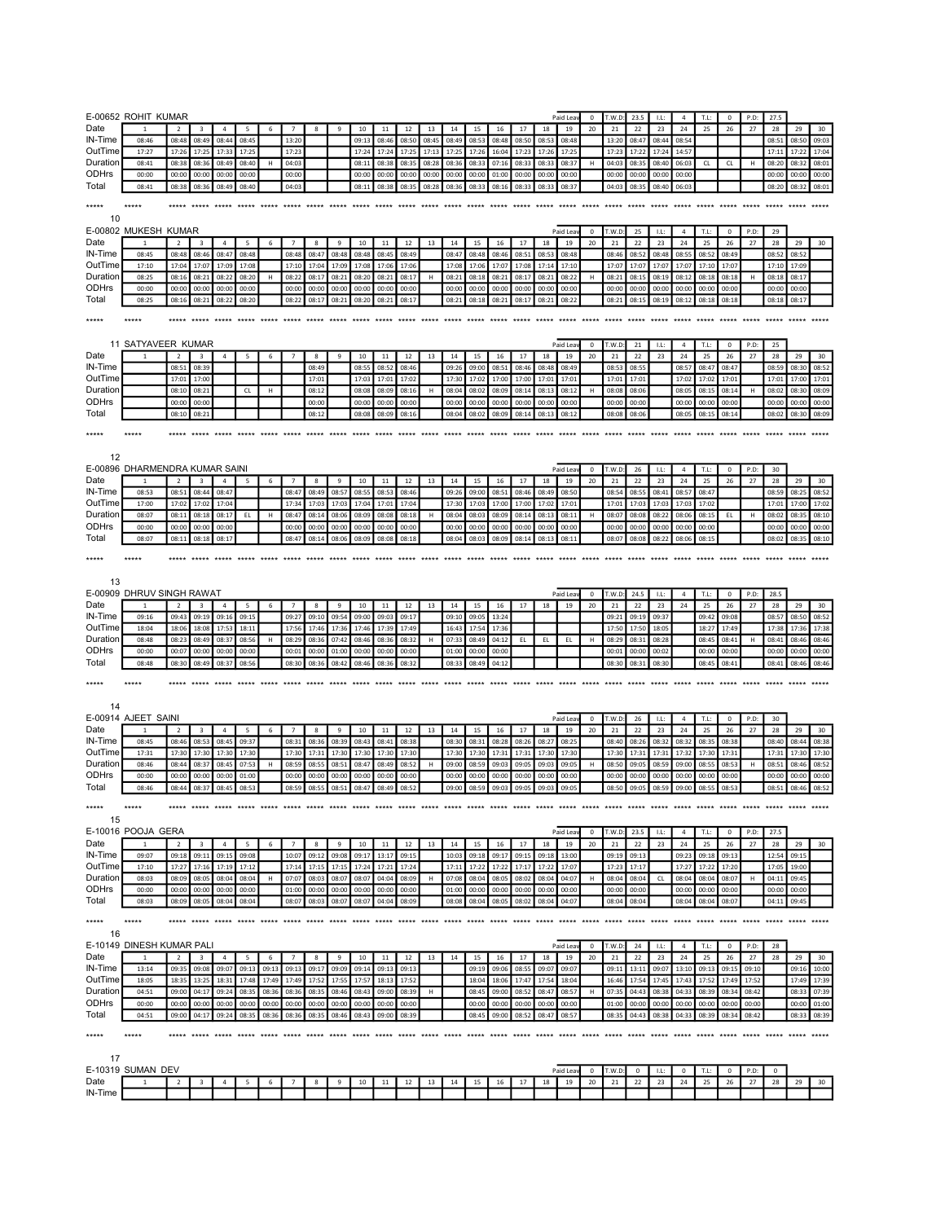E-00652 ROHIT KUMAR — Paid Leav 0 — T.W.D: 23.5 — I.L: 4 — T.L: 0 — P.D: 27.5

| Date | 1 | 2 | 3 | 4 | 5 | 6 | 7 | 8 | 9 | 10 | 11 | 12 | 13 | 14 | 15 | 16 | 17 | 18 | 19 | 20 | 21 | 22 | 23 | 24 | 25 | 26 | 27 | 28 | 29 | 30 |
|---|---|---|---|---|---|---|---|---|---|---|---|---|---|---|---|---|---|---|---|---|---|---|---|---|---|---|---|---|---|---|
| IN-Time | 08:46 | 08:48 | 08:49 | 08:44 | 08:45 | | 13:20 | | | 09:13 | 08:46 | 08:50 | 08:45 | 08:49 | 08:53 | 08:48 | 08:50 | 08:53 | 08:48 | | 13:20 | 08:47 | 08:44 | 08:54 | | | | 08:51 | 08:50 | 09:03 |
| OutTime | 17:27 | 17:26 | 17:25 | 17:33 | 17:25 | | 17:23 | | | 17:24 | 17:24 | 17:25 | 17:13 | 17:25 | 17:26 | 16:04 | 17:23 | 17:26 | 17:25 | | 17:23 | 17:22 | 17:24 | 14:57 | | | | 17:11 | 17:22 | 17:04 |
| Duration | 08:41 | 08:38 | 08:36 | 08:49 | 08:40 | H | 04:03 | | | 08:11 | 08:38 | 08:35 | 08:28 | 08:36 | 08:33 | 07:16 | 08:33 | 08:33 | 08:37 | H | 04:03 | 08:35 | 08:40 | 06:03 | CL | CL | H | 08:20 | 08:32 | 08:01 |
| ODHrs | 00:00 | 00:00 | 00:00 | 00:00 | 00:00 | | 00:00 | | | 00:00 | 00:00 | 00:00 | 00:00 | 00:00 | 00:00 | 01:00 | 00:00 | 00:00 | 00:00 | | 00:00 | 00:00 | 00:00 | 00:00 | | | | 00:00 | 00:00 | 00:00 |
| Total | 08:41 | 08:38 | 08:36 | 08:49 | 08:40 | | 04:03 | | | 08:11 | 08:38 | 08:35 | 08:28 | 08:36 | 08:33 | 08:16 | 08:33 | 08:33 | 08:37 | | 04:03 | 08:35 | 08:40 | 06:03 | | | | 08:20 | 08:32 | 08:01 |

*****

10

E-00802 MUKESH KUMAR — Paid Leav 0 — T.W.D: 25 — I.L: 4 — T.L: 0 — P.D: 29

| Date | 1 | 2 | 3 | 4 | 5 | 6 | 7 | 8 | 9 | 10 | 11 | 12 | 13 | 14 | 15 | 16 | 17 | 18 | 19 | 20 | 21 | 22 | 23 | 24 | 25 | 26 | 27 | 28 | 29 | 30 |
|---|---|---|---|---|---|---|---|---|---|---|---|---|---|---|---|---|---|---|---|---|---|---|---|---|---|---|---|---|---|---|
| IN-Time | 08:45 | 08:48 | 08:46 | 08:47 | 08:48 | | 08:48 | 08:47 | 08:48 | 08:48 | 08:45 | 08:49 | | 08:47 | 08:48 | 08:46 | 08:51 | 08:53 | 08:48 | | 08:46 | 08:52 | 08:48 | 08:55 | 08:52 | 08:49 | | 08:52 | 08:52 | |
| OutTime | 17:10 | 17:04 | 17:07 | 17:09 | 17:08 | | 17:10 | 17:04 | 17:09 | 17:08 | 17:06 | 17:06 | | 17:08 | 17:06 | 17:07 | 17:08 | 17:14 | 17:10 | | 17:07 | 17:07 | 17:07 | 17:07 | 17:10 | 17:07 | | 17:10 | 17:09 | |
| Duration | 08:25 | 08:16 | 08:21 | 08:22 | 08:20 | H | 08:22 | 08:17 | 08:21 | 08:20 | 08:21 | 08:17 | H | 08:21 | 08:18 | 08:21 | 08:17 | 08:21 | 08:22 | H | 08:21 | 08:15 | 08:19 | 08:12 | 08:18 | 08:18 | H | 08:18 | 08:17 | |
| ODHrs | 00:00 | 00:00 | 00:00 | 00:00 | 00:00 | | 00:00 | 00:00 | 00:00 | 00:00 | 00:00 | 00:00 | | 00:00 | 00:00 | 00:00 | 00:00 | 00:00 | 00:00 | | 00:00 | 00:00 | 00:00 | 00:00 | 00:00 | 00:00 | | 00:00 | 00:00 | |
| Total | 08:25 | 08:16 | 08:21 | 08:22 | 08:20 | | 08:22 | 08:17 | 08:21 | 08:20 | 08:21 | 08:17 | | 08:21 | 08:18 | 08:21 | 08:17 | 08:21 | 08:22 | | 08:21 | 08:15 | 08:19 | 08:12 | 08:18 | 08:18 | | 08:18 | 08:17 | |

*****

11 SATYAVEER KUMAR — Paid Leav 0 — T.W.D: 21 — I.L: 4 — T.L: 0 — P.D: 25

| Date | 1 | 2 | 3 | 4 | 5 | 6 | 7 | 8 | 9 | 10 | 11 | 12 | 13 | 14 | 15 | 16 | 17 | 18 | 19 | 20 | 21 | 22 | 23 | 24 | 25 | 26 | 27 | 28 | 29 | 30 |
|---|---|---|---|---|---|---|---|---|---|---|---|---|---|---|---|---|---|---|---|---|---|---|---|---|---|---|---|---|---|---|
| IN-Time | | 08:51 | 08:39 | | | | | 08:49 | | 08:55 | 08:52 | 08:46 | | 09:26 | 09:00 | 08:51 | 08:46 | 08:48 | 08:49 | | 08:53 | 08:55 | | 08:57 | 08:47 | 08:47 | | 08:59 | 08:30 | 08:52 |
| OutTime | | 17:01 | 17:00 | | | | | 17:01 | | 17:03 | 17:01 | 17:02 | | 17:30 | 17:02 | 17:00 | 17:00 | 17:01 | 17:01 | | 17:01 | 17:01 | | 17:02 | 17:02 | 17:01 | | 17:01 | 17:00 | 17:01 |
| Duration | | 08:10 | 08:21 | CL | | H | | 08:12 | | 08:08 | 08:09 | 08:16 | H | 08:04 | 08:02 | 08:09 | 08:14 | 08:13 | 08:12 | H | 08:08 | 08:06 | | 08:05 | 08:15 | 08:14 | H | 08:02 | 08:30 | 08:09 |
| ODHrs | | 00:00 | 00:00 | | | | | 00:00 | | 00:00 | 00:00 | 00:00 | | 00:00 | 00:00 | 00:00 | 00:00 | 00:00 | 00:00 | | 00:00 | 00:00 | | 00:00 | 00:00 | 00:00 | | 00:00 | 00:00 | 00:00 |
| Total | | 08:10 | 08:21 | | | | | 08:12 | | 08:08 | 08:09 | 08:16 | | 08:04 | 08:02 | 08:09 | 08:14 | 08:13 | 08:12 | | 08:08 | 08:06 | | 08:05 | 08:15 | 08:14 | | 08:02 | 08:30 | 08:09 |

*****

12

E-00896 DHARMENDRA KUMAR SAINI — Paid Leav 0 — T.W.D: 26 — I.L: 4 — T.L: 0 — P.D: 30

| Date | 1 | 2 | 3 | 4 | 5 | 6 | 7 | 8 | 9 | 10 | 11 | 12 | 13 | 14 | 15 | 16 | 17 | 18 | 19 | 20 | 21 | 22 | 23 | 24 | 25 | 26 | 27 | 28 | 29 | 30 |
|---|---|---|---|---|---|---|---|---|---|---|---|---|---|---|---|---|---|---|---|---|---|---|---|---|---|---|---|---|---|---|
| IN-Time | 08:53 | 08:51 | 08:44 | 08:47 | | | 08:47 | 08:49 | 08:57 | 08:55 | 08:53 | 08:46 | | 09:26 | 09:00 | 08:51 | 08:46 | 08:49 | 08:50 | | 08:54 | 08:55 | 08:41 | 08:57 | 08:47 | | | 08:59 | 08:25 | 08:52 |
| OutTime | 17:00 | 17:02 | 17:02 | 17:04 | | | 17:34 | 17:03 | 17:03 | 17:04 | 17:01 | 17:04 | | 17:30 | 17:03 | 17:00 | 17:00 | 17:02 | 17:01 | | 17:01 | 17:03 | 17:03 | 17:03 | 17:02 | | | 17:01 | 17:00 | 17:02 |
| Duration | 08:07 | 08:11 | 08:18 | 08:17 | EL | H | 08:47 | 08:14 | 08:06 | 08:09 | 08:08 | 08:18 | H | 08:04 | 08:03 | 08:09 | 08:14 | 08:13 | 08:11 | H | 08:07 | 08:08 | 08:22 | 08:06 | 08:15 | EL | H | 08:02 | 08:35 | 08:10 |
| ODHrs | 00:00 | 00:00 | 00:00 | 00:00 | | | 00:00 | 00:00 | 00:00 | 00:00 | 00:00 | 00:00 | | 00:00 | 00:00 | 00:00 | 00:00 | 00:00 | 00:00 | | 00:00 | 00:00 | 00:00 | 00:00 | 00:00 | | | 00:00 | 00:00 | 00:00 |
| Total | 08:07 | 08:11 | 08:18 | 08:17 | | | 08:47 | 08:14 | 08:06 | 08:09 | 08:08 | 08:18 | | 08:04 | 08:03 | 08:09 | 08:14 | 08:13 | 08:11 | | 08:07 | 08:08 | 08:22 | 08:06 | 08:15 | | | 08:02 | 08:35 | 08:10 |

*****

13

E-00909 DHRUV SINGH RAWAT — Paid Leav 0 — T.W.D: 24.5 — I.L: 4 — T.L: 0 — P.D: 28.5

| Date | 1 | 2 | 3 | 4 | 5 | 6 | 7 | 8 | 9 | 10 | 11 | 12 | 13 | 14 | 15 | 16 | 17 | 18 | 19 | 20 | 21 | 22 | 23 | 24 | 25 | 26 | 27 | 28 | 29 | 30 |
|---|---|---|---|---|---|---|---|---|---|---|---|---|---|---|---|---|---|---|---|---|---|---|---|---|---|---|---|---|---|---|
| IN-Time | 09:16 | 09:43 | 09:19 | 09:16 | 09:15 | | 09:27 | 09:10 | 09:54 | 09:00 | 09:03 | 09:17 | | 09:10 | 09:05 | 13:24 | | | | | 09:21 | 09:19 | 09:37 | | 09:42 | 09:08 | | 08:57 | 08:50 | 08:52 |
| OutTime | 18:04 | 18:06 | 18:08 | 17:53 | 18:11 | | 17:56 | 17:46 | 17:36 | 17:46 | 17:39 | 17:49 | | 16:43 | 17:54 | 17:36 | | | | | 17:50 | 17:50 | 18:05 | | 18:27 | 17:49 | | 17:38 | 17:36 | 17:38 |
| Duration | 08:48 | 08:23 | 08:49 | 08:37 | 08:56 | H | 08:29 | 08:36 | 07:42 | 08:46 | 08:36 | 08:32 | H | 07:33 | 08:49 | 04:12 | EL | EL | EL | H | 08:29 | 08:31 | 08:28 | | 08:45 | 08:41 | H | 08:41 | 08:46 | 08:46 |
| ODHrs | 00:00 | 00:07 | 00:00 | 00:00 | 00:00 | | 00:01 | 00:00 | 01:00 | 00:00 | 00:00 | 00:00 | | 01:00 | 00:00 | 00:00 | | | | | 00:01 | 00:00 | 00:02 | | 00:00 | 00:00 | | 00:00 | 00:00 | 00:00 |
| Total | 08:48 | 08:30 | 08:49 | 08:37 | 08:56 | | 08:30 | 08:36 | 08:42 | 08:46 | 08:36 | 08:32 | | 08:33 | 08:49 | 04:12 | | | | | 08:30 | 08:31 | 08:30 | | 08:45 | 08:41 | | 08:41 | 08:46 | 08:46 |

*****

14

E-00914 AJEET SAINI — Paid Leav 0 — T.W.D: 26 — I.L: 4 — T.L: 0 — P.D: 30

| Date | 1 | 2 | 3 | 4 | 5 | 6 | 7 | 8 | 9 | 10 | 11 | 12 | 13 | 14 | 15 | 16 | 17 | 18 | 19 | 20 | 21 | 22 | 23 | 24 | 25 | 26 | 27 | 28 | 29 | 30 |
|---|---|---|---|---|---|---|---|---|---|---|---|---|---|---|---|---|---|---|---|---|---|---|---|---|---|---|---|---|---|---|
| IN-Time | 08:45 | 08:46 | 08:53 | 08:45 | 09:37 | | 08:31 | 08:36 | 08:39 | 08:43 | 08:41 | 08:38 | | 08:30 | 08:31 | 08:28 | 08:26 | 08:27 | 08:25 | | 08:40 | 08:26 | 08:32 | 08:32 | 08:35 | 08:38 | | 08:40 | 08:44 | 08:38 |
| OutTime | 17:31 | 17:30 | 17:30 | 17:30 | 17:30 | | 17:30 | 17:31 | 17:30 | 17:30 | 17:30 | 17:30 | | 17:30 | 17:30 | 17:31 | 17:31 | 17:30 | 17:30 | | 17:30 | 17:31 | 17:31 | 17:32 | 17:30 | 17:31 | | 17:31 | 17:30 | 17:30 |
| Duration | 08:46 | 08:44 | 08:37 | 08:45 | 07:53 | H | 08:59 | 08:55 | 08:51 | 08:47 | 08:49 | 08:52 | H | 09:00 | 08:59 | 09:03 | 09:05 | 09:03 | 09:05 | H | 08:50 | 09:05 | 08:59 | 09:00 | 08:55 | 08:53 | H | 08:51 | 08:46 | 08:52 |
| ODHrs | 00:00 | 00:00 | 00:00 | 00:00 | 01:00 | | 00:00 | 00:00 | 00:00 | 00:00 | 00:00 | 00:00 | | 00:00 | 00:00 | 00:00 | 00:00 | 00:00 | 00:00 | | 00:00 | 00:00 | 00:00 | 00:00 | 00:00 | 00:00 | | 00:00 | 00:00 | 00:00 |
| Total | 08:46 | 08:44 | 08:37 | 08:45 | 08:53 | | 08:59 | 08:55 | 08:51 | 08:47 | 08:49 | 08:52 | | 09:00 | 08:59 | 09:03 | 09:05 | 09:03 | 09:05 | | 08:50 | 09:05 | 08:59 | 09:00 | 08:55 | 08:53 | | 08:51 | 08:46 | 08:52 |

*****

15

E-10016 POOJA GERA — Paid Leav 0 — T.W.D: 23.5 — I.L: 4 — T.L: 0 — P.D: 27.5

| Date | 1 | 2 | 3 | 4 | 5 | 6 | 7 | 8 | 9 | 10 | 11 | 12 | 13 | 14 | 15 | 16 | 17 | 18 | 19 | 20 | 21 | 22 | 23 | 24 | 25 | 26 | 27 | 28 | 29 | 30 |
|---|---|---|---|---|---|---|---|---|---|---|---|---|---|---|---|---|---|---|---|---|---|---|---|---|---|---|---|---|---|---|
| IN-Time | 09:07 | 09:18 | 09:11 | 09:15 | 09:08 | | 10:07 | 09:12 | 09:08 | 09:17 | 13:17 | 09:15 | | 10:03 | 09:18 | 09:17 | 09:15 | 09:18 | 13:00 | | 09:19 | 09:13 | | 09:23 | 09:18 | 09:13 | | 12:54 | 09:15 | |
| OutTime | 17:10 | 17:27 | 17:16 | 17:19 | 17:12 | | 17:14 | 17:15 | 17:15 | 17:24 | 17:21 | 17:24 | | 17:11 | 17:22 | 17:22 | 17:17 | 17:22 | 17:07 | | 17:23 | 17:17 | | 17:27 | 17:22 | 17:20 | | 17:05 | 19:00 | |
| Duration | 08:03 | 08:09 | 08:05 | 08:04 | 08:04 | H | 07:07 | 08:03 | 08:07 | 08:07 | 04:04 | 08:09 | H | 07:08 | 08:04 | 08:05 | 08:02 | 08:04 | 04:07 | H | 08:04 | 08:04 | CL | 08:04 | 08:04 | 08:07 | H | 04:11 | 09:45 | |
| ODHrs | 00:00 | 00:00 | 00:00 | 00:00 | 00:00 | | 01:00 | 00:00 | 00:00 | 00:00 | 00:00 | 00:00 | | 01:00 | 00:00 | 00:00 | 00:00 | 00:00 | 00:00 | | 00:00 | 00:00 | | 00:00 | 00:00 | 00:00 | | 00:00 | 00:00 | |
| Total | 08:03 | 08:09 | 08:05 | 08:04 | 08:04 | | 08:07 | 08:03 | 08:07 | 08:07 | 04:04 | 08:09 | | 08:08 | 08:04 | 08:05 | 08:02 | 08:04 | 04:07 | | 08:04 | 08:04 | | 08:04 | 08:04 | 08:07 | | 04:11 | 09:45 | |

*****

16

E-10149 DINESH KUMAR PALI — Paid Leav 0 — T.W.D: 24 — I.L: 4 — T.L: 0 — P.D: 28

| Date | 1 | 2 | 3 | 4 | 5 | 6 | 7 | 8 | 9 | 10 | 11 | 12 | 13 | 14 | 15 | 16 | 17 | 18 | 19 | 20 | 21 | 22 | 23 | 24 | 25 | 26 | 27 | 28 | 29 | 30 |
|---|---|---|---|---|---|---|---|---|---|---|---|---|---|---|---|---|---|---|---|---|---|---|---|---|---|---|---|---|---|---|
| IN-Time | 13:14 | 09:35 | 09:08 | 09:07 | 09:13 | 09:13 | 09:13 | 09:17 | 09:09 | 09:14 | 09:13 | 09:13 | | | 09:19 | 09:06 | 08:55 | 09:07 | 09:07 | | 09:11 | 13:11 | 09:07 | 13:10 | 09:13 | 09:15 | 09:10 | | 09:16 | 10:00 |
| OutTime | 18:05 | 18:35 | 13:25 | 18:31 | 17:48 | 17:49 | 17:49 | 17:52 | 17:55 | 17:57 | 18:13 | 17:52 | | | 18:04 | 18:06 | 17:47 | 17:54 | 18:04 | | 16:46 | 17:54 | 17:45 | 17:43 | 17:52 | 17:49 | 17:52 | | 17:49 | 17:39 |
| Duration | 04:51 | 09:00 | 04:17 | 09:24 | 08:35 | 08:36 | 08:36 | 08:35 | 08:46 | 08:43 | 09:00 | 08:39 | H | | 08:45 | 09:00 | 08:52 | 08:47 | 08:57 | H | 07:35 | 04:43 | 08:38 | 04:33 | 08:39 | 08:34 | 08:42 | | 08:33 | 07:39 |
| ODHrs | 00:00 | 00:00 | 00:00 | 00:00 | 00:00 | 00:00 | 00:00 | 00:00 | 00:00 | 00:00 | 00:00 | 00:00 | | | 00:00 | 00:00 | 00:00 | 00:00 | 00:00 | | 01:00 | 00:00 | 00:00 | 00:00 | 00:00 | 00:00 | 00:00 | | 00:00 | 01:00 |
| Total | 04:51 | 09:00 | 04:17 | 09:24 | 08:35 | 08:36 | 08:36 | 08:35 | 08:46 | 08:43 | 09:00 | 08:39 | | | 08:45 | 09:00 | 08:52 | 08:47 | 08:57 | | 08:35 | 04:43 | 08:38 | 04:33 | 08:39 | 08:34 | 08:42 | | 08:33 | 08:39 |

*****

17

E-10319 SUMAN DEV — Paid Leav 0 — T.W.D: 0 — I.L: 0 — T.L: 0 — P.D: 0

| Date | 1 | 2 | 3 | 4 | 5 | 6 | 7 | 8 | 9 | 10 | 11 | 12 | 13 | 14 | 15 | 16 | 17 | 18 | 19 | 20 | 21 | 22 | 23 | 24 | 25 | 26 | 27 | 28 | 29 | 30 |
|---|---|---|---|---|---|---|---|---|---|---|---|---|---|---|---|---|---|---|---|---|---|---|---|---|---|---|---|---|---|---|
| IN-Time | | | | | | | | | | | | | | | | | | | | | | | | | | | | | | |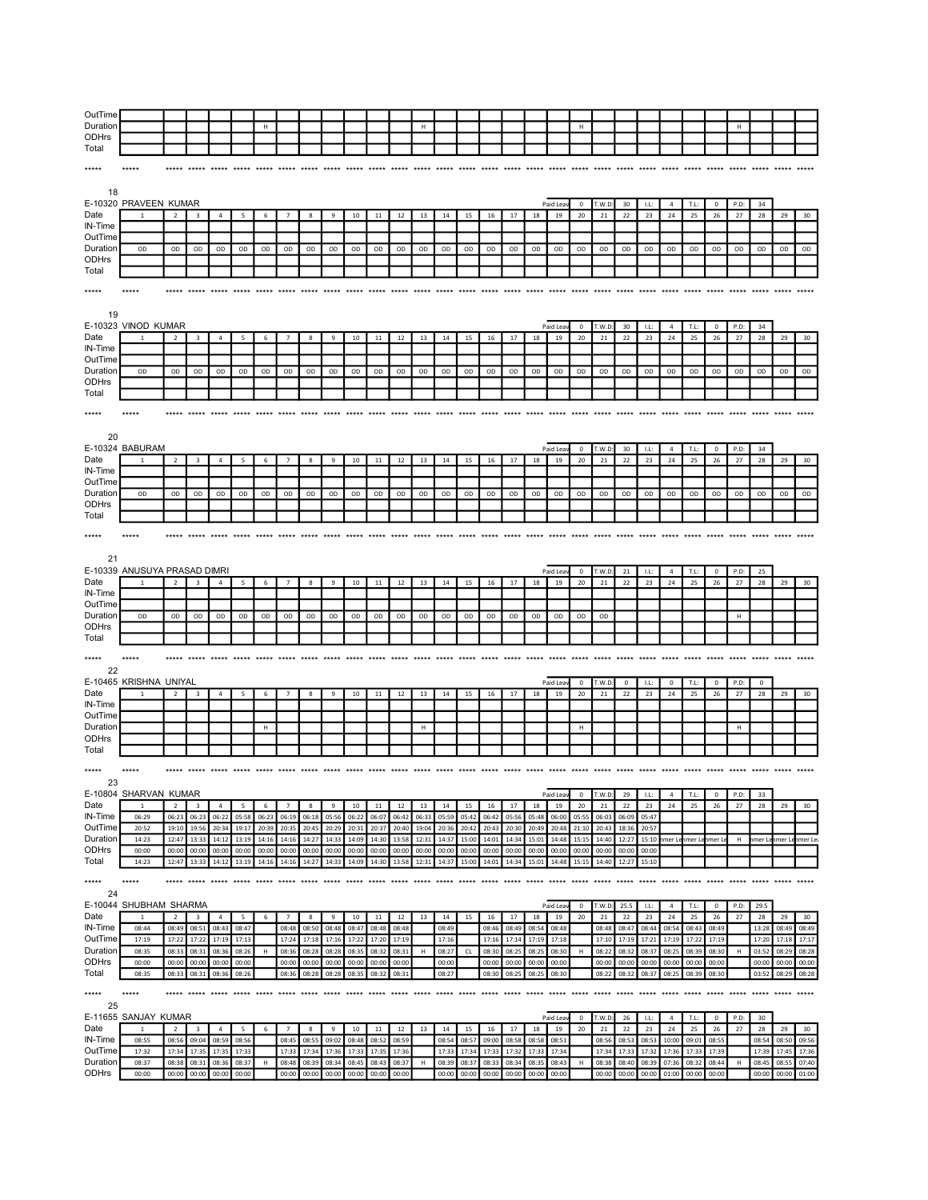| OutTime | | | | | | | | | | | | | | | | | | | | | | | | | | | | | | |
|---|---|---|---|---|---|---|---|---|---|---|---|---|---|---|---|---|---|---|---|---|---|---|---|---|---|---|---|---|---|---|
| Duration | | | | | | H | | | | | | | H | | | | | | | H | | | | | | | H | | | |
| ODHrs | | | | | | | | | | | | | | | | | | | | | | | | | | | | | | |
| Total | | | | | | | | | | | | | | | | | | | | | | | | | | | | | | |

***** ***** ***** ***** ***** ***** ***** ***** ***** ***** ***** ***** ***** ***** ***** ***** ***** ***** ***** ***** ***** ***** ***** ***** ***** ***** ***** ***** ***** ***** *****

18

E-10320 PRAVEEN KUMAR — Paid Leav: 0 | T.W.D: 30 | I.L: 4 | T.L: 0 | P.D: 34

| Date | 1 | 2 | 3 | 4 | 5 | 6 | 7 | 8 | 9 | 10 | 11 | 12 | 13 | 14 | 15 | 16 | 17 | 18 | 19 | 20 | 21 | 22 | 23 | 24 | 25 | 26 | 27 | 28 | 29 | 30 |
|---|---|---|---|---|---|---|---|---|---|---|---|---|---|---|---|---|---|---|---|---|---|---|---|---|---|---|---|---|---|---|
| IN-Time | | | | | | | | | | | | | | | | | | | | | | | | | | | | | | |
| OutTime | | | | | | | | | | | | | | | | | | | | | | | | | | | | | | |
| Duration | OD | OD | OD | OD | OD | OD | OD | OD | OD | OD | OD | OD | OD | OD | OD | OD | OD | OD | OD | OD | OD | OD | OD | OD | OD | OD | OD | OD | OD | OD |
| ODHrs | | | | | | | | | | | | | | | | | | | | | | | | | | | | | | |
| Total | | | | | | | | | | | | | | | | | | | | | | | | | | | | | | |

***** ***** ***** ***** ***** ***** ***** ***** ***** ***** ***** ***** ***** ***** ***** ***** ***** ***** ***** ***** ***** ***** ***** ***** ***** ***** ***** ***** ***** ***** *****

19

E-10323 VINOD KUMAR — Paid Leav: 0 | T.W.D: 30 | I.L: 4 | T.L: 0 | P.D: 34

| Date | 1 | 2 | 3 | 4 | 5 | 6 | 7 | 8 | 9 | 10 | 11 | 12 | 13 | 14 | 15 | 16 | 17 | 18 | 19 | 20 | 21 | 22 | 23 | 24 | 25 | 26 | 27 | 28 | 29 | 30 |
|---|---|---|---|---|---|---|---|---|---|---|---|---|---|---|---|---|---|---|---|---|---|---|---|---|---|---|---|---|---|---|
| IN-Time | | | | | | | | | | | | | | | | | | | | | | | | | | | | | | |
| OutTime | | | | | | | | | | | | | | | | | | | | | | | | | | | | | | |
| Duration | OD | OD | OD | OD | OD | OD | OD | OD | OD | OD | OD | OD | OD | OD | OD | OD | OD | OD | OD | OD | OD | OD | OD | OD | OD | OD | OD | OD | OD | OD |
| ODHrs | | | | | | | | | | | | | | | | | | | | | | | | | | | | | | |
| Total | | | | | | | | | | | | | | | | | | | | | | | | | | | | | | |

***** ***** ***** ***** ***** ***** ***** ***** ***** ***** ***** ***** ***** ***** ***** ***** ***** ***** ***** ***** ***** ***** ***** ***** ***** ***** ***** ***** ***** ***** *****

20

E-10324 BABURAM — Paid Leav: 0 | T.W.D: 30 | I.L: 4 | T.L: 0 | P.D: 34

| Date | 1 | 2 | 3 | 4 | 5 | 6 | 7 | 8 | 9 | 10 | 11 | 12 | 13 | 14 | 15 | 16 | 17 | 18 | 19 | 20 | 21 | 22 | 23 | 24 | 25 | 26 | 27 | 28 | 29 | 30 |
|---|---|---|---|---|---|---|---|---|---|---|---|---|---|---|---|---|---|---|---|---|---|---|---|---|---|---|---|---|---|---|
| IN-Time | | | | | | | | | | | | | | | | | | | | | | | | | | | | | | |
| OutTime | | | | | | | | | | | | | | | | | | | | | | | | | | | | | | |
| Duration | OD | OD | OD | OD | OD | OD | OD | OD | OD | OD | OD | OD | OD | OD | OD | OD | OD | OD | OD | OD | OD | OD | OD | OD | OD | OD | OD | OD | OD | OD |
| ODHrs | | | | | | | | | | | | | | | | | | | | | | | | | | | | | | |
| Total | | | | | | | | | | | | | | | | | | | | | | | | | | | | | | |

***** ***** ***** ***** ***** ***** ***** ***** ***** ***** ***** ***** ***** ***** ***** ***** ***** ***** ***** ***** ***** ***** ***** ***** ***** ***** ***** ***** ***** ***** *****

21

E-10339 ANUSUYA PRASAD DIMRI — Paid Leav: 0 | T.W.D: 21 | I.L: 4 | T.L: 0 | P.D: 25

| Date | 1 | 2 | 3 | 4 | 5 | 6 | 7 | 8 | 9 | 10 | 11 | 12 | 13 | 14 | 15 | 16 | 17 | 18 | 19 | 20 | 21 | 22 | 23 | 24 | 25 | 26 | 27 | 28 | 29 | 30 |
|---|---|---|---|---|---|---|---|---|---|---|---|---|---|---|---|---|---|---|---|---|---|---|---|---|---|---|---|---|---|---|
| IN-Time | | | | | | | | | | | | | | | | | | | | | | | | | | | | | | |
| OutTime | | | | | | | | | | | | | | | | | | | | | | | | | | | | | | |
| Duration | OD | OD | OD | OD | OD | OD | OD | OD | OD | OD | OD | OD | OD | OD | OD | OD | OD | OD | OD | OD | OD | | | | | | H | | | |
| ODHrs | | | | | | | | | | | | | | | | | | | | | | | | | | | | | | |
| Total | | | | | | | | | | | | | | | | | | | | | | | | | | | | | | |

***** ***** ***** ***** ***** ***** ***** ***** ***** ***** ***** ***** ***** ***** ***** ***** ***** ***** ***** ***** ***** ***** ***** ***** ***** ***** ***** ***** ***** ***** *****

22

E-10465 KRISHNA UNIYAL — Paid Leav: 0 | T.W.D: 0 | I.L: 0 | T.L: 0 | P.D: 0

| Date | 1 | 2 | 3 | 4 | 5 | 6 | 7 | 8 | 9 | 10 | 11 | 12 | 13 | 14 | 15 | 16 | 17 | 18 | 19 | 20 | 21 | 22 | 23 | 24 | 25 | 26 | 27 | 28 | 29 | 30 |
|---|---|---|---|---|---|---|---|---|---|---|---|---|---|---|---|---|---|---|---|---|---|---|---|---|---|---|---|---|---|---|
| IN-Time | | | | | | | | | | | | | | | | | | | | | | | | | | | | | | |
| OutTime | | | | | | | | | | | | | | | | | | | | | | | | | | | | | | |
| Duration | | | | | | H | | | | | | | H | | | | | | | H | | | | | | | H | | | |
| ODHrs | | | | | | | | | | | | | | | | | | | | | | | | | | | | | | |
| Total | | | | | | | | | | | | | | | | | | | | | | | | | | | | | | |

***** ***** ***** ***** ***** ***** ***** ***** ***** ***** ***** ***** ***** ***** ***** ***** ***** ***** ***** ***** ***** ***** ***** ***** ***** ***** ***** ***** ***** ***** *****

23

E-10804 SHARVAN KUMAR — Paid Leav: 0 | T.W.D: 29 | I.L: 4 | T.L: 0 | P.D: 33

| Date | 1 | 2 | 3 | 4 | 5 | 6 | 7 | 8 | 9 | 10 | 11 | 12 | 13 | 14 | 15 | 16 | 17 | 18 | 19 | 20 | 21 | 22 | 23 | 24 | 25 | 26 | 27 | 28 | 29 | 30 |
|---|---|---|---|---|---|---|---|---|---|---|---|---|---|---|---|---|---|---|---|---|---|---|---|---|---|---|---|---|---|---|
| IN-Time | 06:29 | 06:23 | 06:23 | 06:22 | 05:58 | 06:23 | 06:19 | 06:18 | 05:56 | 06:22 | 06:07 | 06:42 | 06:33 | 05:59 | 05:42 | 06:42 | 05:56 | 05:48 | 06:00 | 05:55 | 06:03 | 06:09 | 05:47 | | | | | | | |
| OutTime | 20:52 | 19:10 | 19:56 | 20:34 | 19:17 | 20:39 | 20:35 | 20:45 | 20:29 | 20:31 | 20:37 | 20:40 | 19:04 | 20:36 | 20:42 | 20:43 | 20:30 | 20:49 | 20:48 | 21:10 | 20:43 | 18:36 | 20:57 | | | | | | | |
| Duration | 14:23 | 12:47 | 13:33 | 14:12 | 13:19 | 14:16 | 14:16 | 14:27 | 14:33 | 14:09 | 14:30 | 13:58 | 12:31 | 14:37 | 15:00 | 14:01 | 14:34 | 15:01 | 14:48 | 15:15 | 14:40 | 12:27 | 15:10 | mmer Le | mmer Le | mmer Le | H | mmer Le | mmer Le | mmer Le |
| ODHrs | 00:00 | 00:00 | 00:00 | 00:00 | 00:00 | 00:00 | 00:00 | 00:00 | 00:00 | 00:00 | 00:00 | 00:00 | 00:00 | 00:00 | 00:00 | 00:00 | 00:00 | 00:00 | 00:00 | 00:00 | 00:00 | 00:00 | 00:00 | | | | | | | |
| Total | 14:23 | 12:47 | 13:33 | 14:12 | 13:19 | 14:16 | 14:16 | 14:27 | 14:33 | 14:09 | 14:30 | 13:58 | 12:31 | 14:37 | 15:00 | 14:01 | 14:34 | 15:01 | 14:48 | 15:15 | 14:40 | 12:27 | 15:10 | | | | | | | |

***** ***** ***** ***** ***** ***** ***** ***** ***** ***** ***** ***** ***** ***** ***** ***** ***** ***** ***** ***** ***** ***** ***** ***** ***** ***** ***** ***** ***** ***** *****

24

E-10044 SHUBHAM SHARMA — Paid Leav: 0 | T.W.D: 25.5 | I.L: 4 | T.L: 0 | P.D: 29.5

| Date | 1 | 2 | 3 | 4 | 5 | 6 | 7 | 8 | 9 | 10 | 11 | 12 | 13 | 14 | 15 | 16 | 17 | 18 | 19 | 20 | 21 | 22 | 23 | 24 | 25 | 26 | 27 | 28 | 29 | 30 |
|---|---|---|---|---|---|---|---|---|---|---|---|---|---|---|---|---|---|---|---|---|---|---|---|---|---|---|---|---|---|---|
| IN-Time | 08:44 | 08:49 | 08:51 | 08:43 | 08:47 | | 08:48 | 08:50 | 08:48 | 08:47 | 08:48 | 08:48 | | 08:49 | | 08:46 | 08:49 | 08:54 | 08:48 | | 08:48 | 08:47 | 08:44 | 08:54 | 08:43 | 08:49 | | 13:28 | 08:49 | 08:49 |
| OutTime | 17:19 | 17:22 | 17:22 | 17:19 | 17:13 | | 17:24 | 17:18 | 17:16 | 17:22 | 17:20 | 17:19 | | 17:16 | | 17:16 | 17:14 | 17:19 | 17:18 | | 17:10 | 17:19 | 17:21 | 17:19 | 17:22 | 17:19 | | 17:20 | 17:18 | 17:17 |
| Duration | 08:35 | 08:33 | 08:31 | 08:36 | 08:26 | H | 08:36 | 08:28 | 08:28 | 08:35 | 08:32 | 08:31 | H | 08:27 | CL | 08:30 | 08:25 | 08:25 | 08:30 | H | 08:22 | 08:32 | 08:37 | 08:25 | 08:39 | 08:30 | H | 03:52 | 08:29 | 08:28 |
| ODHrs | 00:00 | 00:00 | 00:00 | 00:00 | 00:00 | | 00:00 | 00:00 | 00:00 | 00:00 | 00:00 | 00:00 | | 00:00 | | 00:00 | 00:00 | 00:00 | 00:00 | | 00:00 | 00:00 | 00:00 | 00:00 | 00:00 | 00:00 | | 00:00 | 00:00 | 00:00 |
| Total | 08:35 | 08:33 | 08:31 | 08:36 | 08:26 | | 08:36 | 08:28 | 08:28 | 08:35 | 08:32 | 08:31 | | 08:27 | | 08:30 | 08:25 | 08:25 | 08:30 | | 08:22 | 08:32 | 08:37 | 08:25 | 08:39 | 08:30 | | 03:52 | 08:29 | 08:28 |

***** ***** ***** ***** ***** ***** ***** ***** ***** ***** ***** ***** ***** ***** ***** ***** ***** ***** ***** ***** ***** ***** ***** ***** ***** ***** ***** ***** ***** ***** *****

25

E-11655 SANJAY KUMAR — Paid Leav: 0 | T.W.D: 26 | I.L: 4 | T.L: 0 | P.D: 30

| Date | 1 | 2 | 3 | 4 | 5 | 6 | 7 | 8 | 9 | 10 | 11 | 12 | 13 | 14 | 15 | 16 | 17 | 18 | 19 | 20 | 21 | 22 | 23 | 24 | 25 | 26 | 27 | 28 | 29 | 30 |
|---|---|---|---|---|---|---|---|---|---|---|---|---|---|---|---|---|---|---|---|---|---|---|---|---|---|---|---|---|---|---|
| IN-Time | 08:55 | 08:56 | 09:04 | 08:59 | 08:56 | | 08:45 | 08:55 | 09:02 | 08:48 | 08:52 | 08:59 | | 08:54 | 08:57 | 09:00 | 08:58 | 08:58 | 08:51 | | 08:56 | 08:53 | 08:53 | 10:00 | 09:01 | 08:55 | | 08:54 | 08:50 | 09:56 |
| OutTime | 17:32 | 17:34 | 17:35 | 17:35 | 17:33 | | 17:33 | 17:34 | 17:36 | 17:33 | 17:35 | 17:36 | | 17:33 | 17:34 | 17:33 | 17:32 | 17:33 | 17:34 | | 17:34 | 17:33 | 17:32 | 17:36 | 17:33 | 17:39 | | 17:39 | 17:45 | 17:36 |
| Duration | 08:37 | 08:38 | 08:31 | 08:36 | 08:37 | H | 08:48 | 08:39 | 08:34 | 08:45 | 08:43 | 08:37 | H | 08:39 | 08:37 | 08:33 | 08:34 | 08:35 | 08:43 | H | 08:38 | 08:40 | 08:39 | 07:36 | 08:32 | 08:44 | H | 08:45 | 08:55 | 07:40 |
| ODHrs | 00:00 | 00:00 | 00:00 | 00:00 | 00:00 | | 00:00 | 00:00 | 00:00 | 00:00 | 00:00 | 00:00 | | 00:00 | 00:00 | 00:00 | 00:00 | 00:00 | 00:00 | | 00:00 | 00:00 | 00:00 | 01:00 | 00:00 | 00:00 | | 00:00 | 00:00 | 01:00 |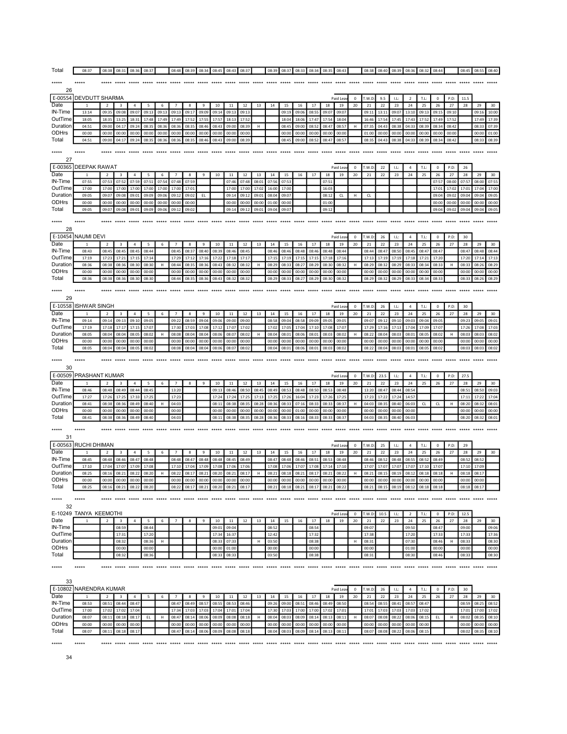| Total | 08:37 | 08:38 | 08:31 | 08:36 | 08:37 | | 08:48 | 08:39 | 08:34 | 08:45 | 08:43 | 08:37 | | 08:39 | 08:37 | 08:33 | 08:34 | 08:35 | 08:43 | | 08:38 | 08:40 | 08:39 | 08:36 | 08:32 | 08:44 | | 08:45 | 08:55 | 08:40 |
|---|---|---|---|---|---|---|---|---|---|---|---|---|---|---|---|---|---|---|---|---|---|---|---|---|---|---|---|---|---|---|

*****

26

| E-00554 DEVDUTT SHARMA | | | | | | | | | | | | | | | | | | | Paid Leav | 0 | T.W.D: | 9.5 | I.L: | 2 | T.L: | 0 | P.D: | 11.5 | | |
|---|---|---|---|---|---|---|---|---|---|---|---|---|---|---|---|---|---|---|---|---|---|---|---|---|---|---|---|---|---|---|
| Date | 1 | 2 | 3 | 4 | 5 | 6 | 7 | 8 | 9 | 10 | 11 | 12 | 13 | 14 | 15 | 16 | 17 | 18 | 19 | 20 | 21 | 22 | 23 | 24 | 25 | 26 | 27 | 28 | 29 | 30 |
| IN-Time | 13:14 | 09:35 | 09:08 | 09:07 | 09:13 | 09:13 | 09:13 | 09:17 | 09:09 | 09:14 | 09:13 | 09:13 | | | 09:19 | 09:06 | 08:55 | 09:07 | 09:07 | | 09:11 | 13:11 | 09:07 | 13:10 | 09:13 | 09:15 | 09:10 | | 09:16 | 10:00 |
| OutTime | 18:05 | 18:35 | 13:25 | 18:31 | 17:48 | 17:49 | 17:49 | 17:52 | 17:55 | 17:57 | 18:13 | 17:52 | | | 18:04 | 18:06 | 17:47 | 17:54 | 18:04 | | 16:46 | 17:54 | 17:45 | 17:43 | 17:52 | 17:49 | 17:52 | | 17:49 | 17:39 |
| Duration | 04:51 | 09:00 | 04:17 | 09:24 | 08:35 | 08:36 | 08:36 | 08:35 | 08:46 | 08:43 | 09:00 | 08:39 | H | | 08:45 | 09:00 | 08:52 | 08:47 | 08:57 | H | 07:35 | 04:43 | 08:38 | 04:33 | 08:39 | 08:34 | 08:42 | | 08:33 | 07:39 |
| ODHrs | 00:00 | 00:00 | 00:00 | 00:00 | 00:00 | 00:00 | 00:00 | 00:00 | 00:00 | 00:00 | 00:00 | 00:00 | | | 00:00 | 00:00 | 00:00 | 00:00 | 00:00 | | 01:00 | 00:00 | 00:00 | 00:00 | 00:00 | 00:00 | 00:00 | | 00:00 | 01:00 |
| Total | 04:51 | 09:00 | 04:17 | 09:24 | 08:35 | 08:36 | 08:36 | 08:35 | 08:46 | 08:43 | 09:00 | 08:39 | | | 08:45 | 09:00 | 08:52 | 08:47 | 08:57 | | 08:35 | 04:43 | 08:38 | 04:33 | 08:39 | 08:34 | 08:42 | | 08:33 | 08:39 |

*****

27

| E-00365 DEEPAK RAWAT | | | | | | | | | | | | | | | | | | | Paid Leav | 0 | T.W.D: | 22 | I.L: | 4 | T.L: | 0 | P.D: | 26 | | |
|---|---|---|---|---|---|---|---|---|---|---|---|---|---|---|---|---|---|---|---|---|---|---|---|---|---|---|---|---|---|---|
| Date | 1 | 2 | 3 | 4 | 5 | 6 | 7 | 8 | 9 | 10 | 11 | 12 | 13 | 14 | 15 | 16 | 17 | 18 | 19 | 20 | 21 | 22 | 23 | 24 | 25 | 26 | 27 | 28 | 29 | 30 |
| IN-Time | 07:55 | 07:53 | 07:52 | 07:59 | 07:51 | 07:54 | 07:48 | 07:59 | | | 07:46 | 07:48 | 08:01 | 07:56 | 07:53 | | | 07:51 | | | | | | | | 07:57 | 08:00 | 07:57 | 08:00 | 07:55 |
| OutTime | 17:00 | 17:00 | 17:00 | 17:00 | 17:00 | 17:00 | 17:00 | 17:01 | | | 17:00 | 17:00 | 17:02 | 16:00 | 17:00 | | | 16:03 | | | | | | | | 17:01 | 17:02 | 17:01 | 17:04 | 17:00 |
| Duration | 09:05 | 09:07 | 09:08 | 09:01 | 09:09 | 09:06 | 09:12 | 09:02 | EL | | 09:14 | 09:12 | 09:01 | 08:04 | 09:07 | | | 08:12 | CL | H | CL | | | | | 09:04 | 09:02 | 09:04 | 09:04 | 09:05 |
| ODHrs | 00:00 | 00:00 | 00:00 | 00:00 | 00:00 | 00:00 | 00:00 | 00:00 | | | 00:00 | 00:00 | 00:00 | 01:00 | 00:00 | | | 01:00 | | | | | | | | 00:00 | 00:00 | 00:00 | 00:00 | 00:00 |
| Total | 09:05 | 09:07 | 09:08 | 09:01 | 09:09 | 09:06 | 09:12 | 09:02 | | | 09:14 | 09:12 | 09:01 | 09:04 | 09:07 | | | 09:12 | | | | | | | | 09:04 | 09:02 | 09:04 | 09:04 | 09:05 |

*****

28

| E-10454 NAUMI DEVI | | | | | | | | | | | | | | | | | | | Paid Leav | 0 | T.W.D: | 26 | I.L: | 4 | T.L: | 0 | P.D: | 30 | | |
|---|---|---|---|---|---|---|---|---|---|---|---|---|---|---|---|---|---|---|---|---|---|---|---|---|---|---|---|---|---|---|
| Date | 1 | 2 | 3 | 4 | 5 | 6 | 7 | 8 | 9 | 10 | 11 | 12 | 13 | 14 | 15 | 16 | 17 | 18 | 19 | 20 | 21 | 22 | 23 | 24 | 25 | 26 | 27 | 28 | 29 | 30 |
| IN-Time | 08:43 | 08:45 | 08:45 | 08:45 | 08:44 | | 08:45 | 08:37 | 08:40 | 08:39 | 08:46 | 08:45 | | 08:46 | 08:46 | 08:48 | 08:46 | 08:48 | 08:44 | | 08:44 | 08:47 | 08:50 | 08:45 | 08:47 | 08:47 | | 08:47 | 08:48 | 08:44 |
| OutTime | 17:19 | 17:23 | 17:21 | 17:15 | 17:14 | | 17:29 | 17:12 | 17:16 | 17:22 | 17:18 | 17:17 | | 17:15 | 17:19 | 17:15 | 17:15 | 17:18 | 17:16 | | 17:13 | 17:19 | 17:19 | 17:18 | 17:21 | 17:20 | | 17:20 | 17:14 | 17:13 |
| Duration | 08:36 | 08:38 | 08:36 | 08:30 | 08:30 | H | 08:44 | 08:35 | 08:36 | 08:43 | 08:32 | 08:32 | H | 08:29 | 08:33 | 08:27 | 08:29 | 08:30 | 08:32 | H | 08:29 | 08:32 | 08:29 | 08:33 | 08:34 | 08:33 | H | 08:33 | 08:26 | 08:29 |
| ODHrs | 00:00 | 00:00 | 00:00 | 00:00 | 00:00 | | 00:00 | 00:00 | 00:00 | 00:00 | 00:00 | 00:00 | | 00:00 | 00:00 | 00:00 | 00:00 | 00:00 | 00:00 | | 00:00 | 00:00 | 00:00 | 00:00 | 00:00 | 00:00 | | 00:00 | 00:00 | 00:00 |
| Total | 08:36 | 08:38 | 08:36 | 08:30 | 08:30 | | 08:44 | 08:35 | 08:36 | 08:43 | 08:32 | 08:32 | | 08:29 | 08:33 | 08:27 | 08:29 | 08:30 | 08:32 | | 08:29 | 08:32 | 08:29 | 08:33 | 08:34 | 08:33 | | 08:33 | 08:26 | 08:29 |

*****

29

| E-10558 ISHWAR SINGH | | | | | | | | | | | | | | | | | | | Paid Leav | 0 | T.W.D: | 26 | I.L: | 4 | T.L: | 0 | P.D: | 30 | | |
|---|---|---|---|---|---|---|---|---|---|---|---|---|---|---|---|---|---|---|---|---|---|---|---|---|---|---|---|---|---|---|
| Date | 1 | 2 | 3 | 4 | 5 | 6 | 7 | 8 | 9 | 10 | 11 | 12 | 13 | 14 | 15 | 16 | 17 | 18 | 19 | 20 | 21 | 22 | 23 | 24 | 25 | 26 | 27 | 28 | 29 | 30 |
| IN-Time | 09:14 | 09:14 | 09:13 | 09:10 | 09:05 | | 09:22 | 08:59 | 09:04 | 09:06 | 09:00 | 09:00 | | 08:58 | 09:04 | 08:58 | 09:09 | 09:05 | 09:05 | | 09:07 | 09:12 | 09:10 | 09:03 | 09:04 | 09:05 | | 09:23 | 09:05 | 09:01 |
| OutTime | 17:19 | 17:18 | 17:17 | 17:15 | 17:07 | | 17:30 | 17:03 | 17:08 | 17:12 | 17:07 | 17:02 | | 17:02 | 17:05 | 17:04 | 17:10 | 17:08 | 17:07 | | 17:29 | 17:16 | 17:13 | 17:04 | 17:09 | 17:07 | | 17:26 | 17:08 | 17:03 |
| Duration | 08:05 | 08:04 | 08:04 | 08:05 | 08:02 | H | 08:08 | 08:04 | 08:04 | 08:06 | 08:07 | 08:02 | H | 08:04 | 08:01 | 08:06 | 08:01 | 08:03 | 08:02 | H | 08:22 | 08:04 | 08:03 | 08:01 | 08:05 | 08:02 | H | 08:03 | 08:03 | 08:02 |
| ODHrs | 00:00 | 00:00 | 00:00 | 00:00 | 00:00 | | 00:00 | 00:00 | 00:00 | 00:00 | 00:00 | 00:00 | | 00:00 | 00:00 | 00:00 | 00:00 | 00:00 | 00:00 | | 00:00 | 00:00 | 00:00 | 00:00 | 00:00 | 00:00 | | 00:00 | 00:00 | 00:00 |
| Total | 08:05 | 08:04 | 08:04 | 08:05 | 08:02 | | 08:08 | 08:04 | 08:04 | 08:06 | 08:07 | 08:02 | | 08:04 | 08:01 | 08:06 | 08:01 | 08:03 | 08:02 | | 08:22 | 08:04 | 08:03 | 08:01 | 08:05 | 08:02 | | 08:03 | 08:03 | 08:02 |

*****

30

| E-00509 PRASHANT KUMAR | | | | | | | | | | | | | | | | | | | Paid Leav | 0 | T.W.D: | 23.5 | I.L: | 4 | T.L: | 0 | P.D: | 27.5 | | |
|---|---|---|---|---|---|---|---|---|---|---|---|---|---|---|---|---|---|---|---|---|---|---|---|---|---|---|---|---|---|---|
| Date | 1 | 2 | 3 | 4 | 5 | 6 | 7 | 8 | 9 | 10 | 11 | 12 | 13 | 14 | 15 | 16 | 17 | 18 | 19 | 20 | 21 | 22 | 23 | 24 | 25 | 26 | 27 | 28 | 29 | 30 |
| IN-Time | 08:46 | 08:48 | 08:49 | 08:44 | 08:45 | | 13:20 | | | 09:13 | 08:46 | 08:50 | 08:45 | 08:49 | 08:53 | 08:50 | 08:53 | 08:53 | 08:48 | | 13:20 | 08:47 | 08:44 | 08:54 | | | | 08:51 | 08:50 | 09:03 |
| OutTime | 17:27 | 17:26 | 17:25 | 17:33 | 17:25 | | 17:23 | | | 17:24 | 17:24 | 17:25 | 17:13 | 17:25 | 17:26 | 16:04 | 17:23 | 17:26 | 17:25 | | 17:23 | 17:22 | 17:24 | 14:57 | | | | 17:11 | 17:22 | 17:04 |
| Duration | 08:41 | 08:38 | 08:36 | 08:49 | 08:40 | H | 04:03 | | | 08:11 | 08:38 | 08:35 | 08:28 | 08:36 | 08:33 | 07:16 | 08:33 | 08:33 | 08:37 | H | 04:03 | 08:35 | 08:40 | 06:03 | CL | CL | H | 08:20 | 08:32 | 08:01 |
| ODHrs | 00:00 | 00:00 | 00:00 | 00:00 | 00:00 | | 00:00 | | | 00:00 | 00:00 | 00:00 | 00:00 | 00:00 | 00:00 | 01:00 | 00:00 | 00:00 | 00:00 | | 00:00 | 00:00 | 00:00 | 00:00 | | | | 00:00 | 00:00 | 00:00 |
| Total | 08:41 | 08:38 | 08:36 | 08:49 | 08:40 | | 04:03 | | | 08:11 | 08:38 | 08:35 | 08:28 | 08:36 | 08:33 | 08:16 | 08:33 | 08:33 | 08:37 | | 04:03 | 08:35 | 08:40 | 06:03 | | | | 08:20 | 08:32 | 08:01 |

*****

31

| E-00563 RUCHI DHIMAN | | | | | | | | | | | | | | | | | | | Paid Leav | 0 | T.W.D: | 25 | I.L: | 4 | T.L: | 0 | P.D: | 29 | | |
|---|---|---|---|---|---|---|---|---|---|---|---|---|---|---|---|---|---|---|---|---|---|---|---|---|---|---|---|---|---|---|
| Date | 1 | 2 | 3 | 4 | 5 | 6 | 7 | 8 | 9 | 10 | 11 | 12 | 13 | 14 | 15 | 16 | 17 | 18 | 19 | 20 | 21 | 22 | 23 | 24 | 25 | 26 | 27 | 28 | 29 | 30 |
| IN-Time | 08:45 | 08:48 | 08:46 | 08:47 | 08:48 | | 08:48 | 08:47 | 08:48 | 08:48 | 08:45 | 08:49 | | 08:47 | 08:48 | 08:46 | 08:51 | 08:53 | 08:48 | | 08:46 | 08:52 | 08:48 | 08:55 | 08:52 | 08:49 | | 08:52 | 08:52 | |
| OutTime | 17:10 | 17:04 | 17:07 | 17:09 | 17:08 | | 17:10 | 17:04 | 17:09 | 17:08 | 17:06 | 17:06 | | 17:08 | 17:06 | 17:07 | 17:08 | 17:14 | 17:10 | | 17:07 | 17:07 | 17:07 | 17:07 | 17:10 | 17:07 | | 17:10 | 17:09 | |
| Duration | 08:25 | 08:16 | 08:21 | 08:22 | 08:20 | H | 08:22 | 08:17 | 08:21 | 08:20 | 08:21 | 08:17 | H | 08:21 | 08:18 | 08:21 | 08:17 | 08:21 | 08:22 | H | 08:21 | 08:15 | 08:19 | 08:12 | 08:18 | 08:18 | H | 08:18 | 08:17 | |
| ODHrs | 00:00 | 00:00 | 00:00 | 00:00 | 00:00 | | 00:00 | 00:00 | 00:00 | 00:00 | 00:00 | 00:00 | | 00:00 | 00:00 | 00:00 | 00:00 | 00:00 | 00:00 | | 00:00 | 00:00 | 00:00 | 00:00 | 00:00 | 00:00 | | 00:00 | 00:00 | |
| Total | 08:25 | 08:16 | 08:21 | 08:22 | 08:20 | | 08:22 | 08:17 | 08:21 | 08:20 | 08:21 | 08:17 | | 08:21 | 08:18 | 08:21 | 08:17 | 08:21 | 08:22 | | 08:21 | 08:15 | 08:19 | 08:12 | 08:18 | 08:18 | | 08:18 | 08:17 | |

*****

32

| E-10249 TANYA KEEMOTHI | | | | | | | | | | | | | | | | | | | Paid Leav | 0 | T.W.D: | 10.5 | I.L: | 2 | T.L: | 0 | P.D: | 12.5 | | |
|---|---|---|---|---|---|---|---|---|---|---|---|---|---|---|---|---|---|---|---|---|---|---|---|---|---|---|---|---|---|---|
| Date | 1 | 2 | 3 | 4 | 5 | 6 | 7 | 8 | 9 | 10 | 11 | 12 | 13 | 14 | 15 | 16 | 17 | 18 | 19 | 20 | 21 | 22 | 23 | 24 | 25 | 26 | 27 | 28 | 29 | 30 |
| IN-Time | | | 08:59 | | 08:44 | | | | | 09:01 | 09:04 | | | 08:52 | | | 08:54 | | | | 09:07 | | | 09:50 | | 08:47 | | 09:00 | | 09:06 |
| OutTime | | | 17:31 | | 17:20 | | | | | 17:34 | 16:37 | | | 12:42 | | | 17:32 | | | | 17:38 | | | 17:20 | | 17:33 | | 17:33 | | 17:36 |
| Duration | | | 08:32 | | 08:36 | H | | | | 08:33 | 07:33 | | H | 03:50 | | | 08:38 | | | H | 08:31 | | | 07:30 | | 08:46 | H | 08:33 | | 08:30 |
| ODHrs | | | 00:00 | | 00:00 | | | | | 00:00 | 01:00 | | | 00:00 | | | 00:00 | | | | 00:00 | | | 01:00 | | 00:00 | | 00:00 | | 00:00 |
| Total | | | 08:32 | | 08:36 | | | | | 08:33 | 08:33 | | | 03:50 | | | 08:38 | | | | 08:31 | | | 08:30 | | 08:46 | | 08:33 | | 08:30 |

*****

33

| E-10802 NARENDRA KUMAR | | | | | | | | | | | | | | | | | | | Paid Leav | 0 | T.W.D: | 26 | I.L: | 4 | T.L: | 0 | P.D: | 30 | | |
|---|---|---|---|---|---|---|---|---|---|---|---|---|---|---|---|---|---|---|---|---|---|---|---|---|---|---|---|---|---|---|
| Date | 1 | 2 | 3 | 4 | 5 | 6 | 7 | 8 | 9 | 10 | 11 | 12 | 13 | 14 | 15 | 16 | 17 | 18 | 19 | 20 | 21 | 22 | 23 | 24 | 25 | 26 | 27 | 28 | 29 | 30 |
| IN-Time | 08:53 | 08:51 | 08:44 | 08:47 | | | 08:47 | 08:49 | 08:57 | 08:55 | 08:53 | 08:46 | | 09:26 | 09:00 | 08:51 | 08:46 | 08:49 | 08:50 | | 08:54 | 08:55 | 08:41 | 08:57 | 08:47 | | | 08:59 | 08:25 | 08:52 |
| OutTime | 17:00 | 17:02 | 17:02 | 17:04 | | | 17:34 | 17:03 | 17:03 | 17:04 | 17:01 | 17:04 | | 17:30 | 17:03 | 17:00 | 17:00 | 17:02 | 17:01 | | 17:01 | 17:03 | 17:03 | 17:03 | 17:02 | | | 17:01 | 17:00 | 17:02 |
| Duration | 08:07 | 08:11 | 08:18 | 08:17 | EL | H | 08:47 | 08:14 | 08:06 | 08:09 | 08:08 | 08:18 | H | 08:04 | 08:03 | 08:09 | 08:14 | 08:13 | 08:11 | H | 08:07 | 08:08 | 08:22 | 08:06 | 08:15 | EL | H | 08:02 | 08:35 | 08:10 |
| ODHrs | 00:00 | 00:00 | 00:00 | 00:00 | | | 00:00 | 00:00 | 00:00 | 00:00 | 00:00 | 00:00 | | 00:00 | 00:00 | 00:00 | 00:00 | 00:00 | 00:00 | | 00:00 | 00:00 | 00:00 | 00:00 | 00:00 | | | 00:00 | 00:00 | 00:00 |
| Total | 08:07 | 08:11 | 08:18 | 08:17 | | | 08:47 | 08:14 | 08:06 | 08:09 | 08:08 | 08:18 | | 08:04 | 08:03 | 08:09 | 08:14 | 08:13 | 08:11 | | 08:07 | 08:08 | 08:22 | 08:06 | 08:15 | | | 08:02 | 08:35 | 08:10 |

*****

34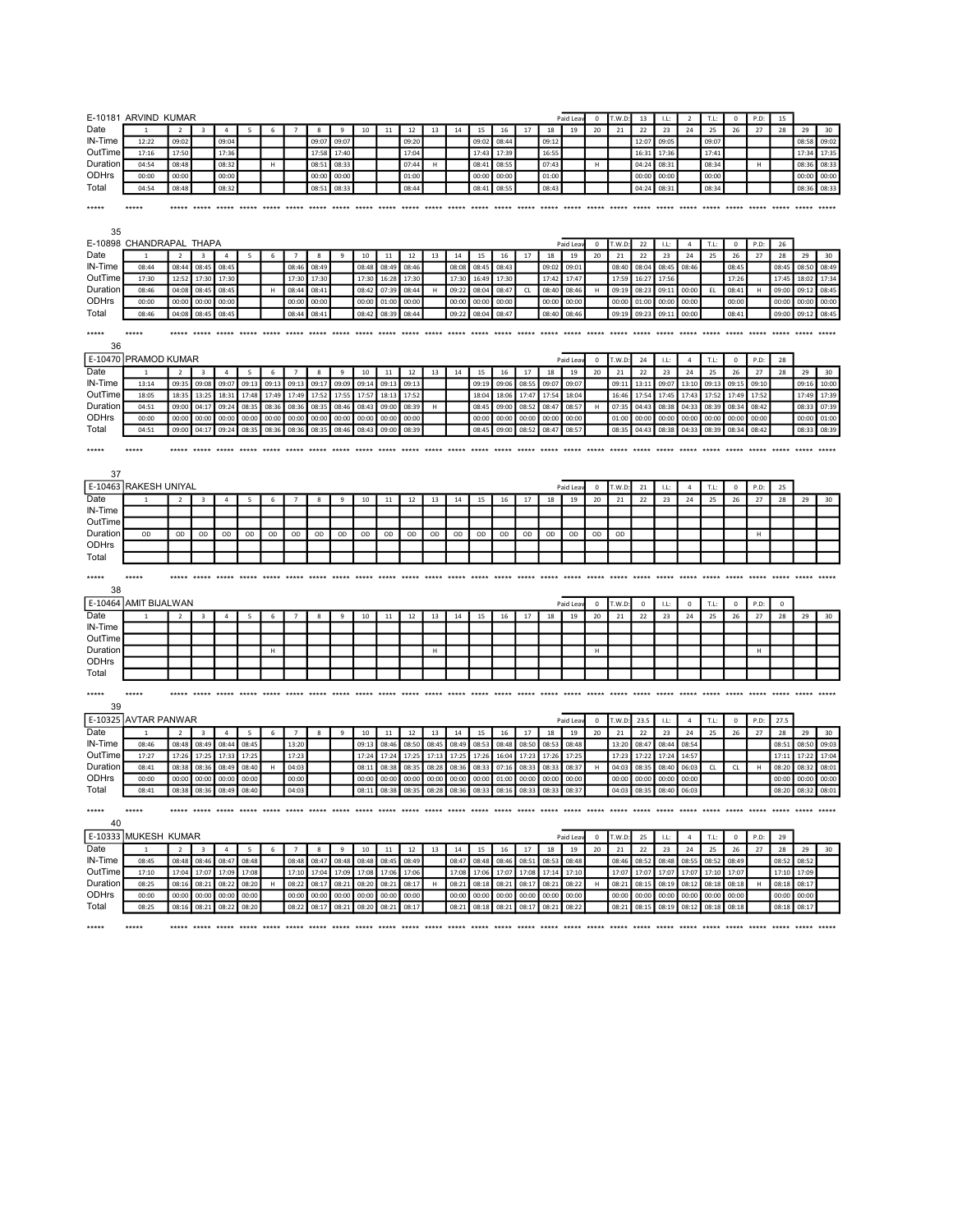E-10181 ARVIND KUMAR

Paid Leav: 0 | T.W.D: 13 | I.L: 2 | T.L: 0 | P.D: 15

| Date | 1 | 2 | 3 | 4 | 5 | 6 | 7 | 8 | 9 | 10 | 11 | 12 | 13 | 14 | 15 | 16 | 17 | 18 | 19 | 20 | 21 | 22 | 23 | 24 | 25 | 26 | 27 | 28 | 29 | 30 |
|---|---|---|---|---|---|---|---|---|---|---|---|---|---|---|---|---|---|---|---|---|---|---|---|---|---|---|---|---|---|---|
| IN-Time | 12:22 | 09:02 | | 09:04 | | | | 09:07 | 09:07 | | | 09:20 | | | 09:02 | 08:44 | | 09:12 | | | | 12:07 | 09:05 | | 09:07 | | | | 08:58 | 09:02 |
| OutTime | 17:16 | 17:50 | | 17:36 | | | | 17:58 | 17:40 | | | 17:04 | | | 17:43 | 17:39 | | 16:55 | | | | 16:31 | 17:36 | | 17:41 | | | | 17:34 | 17:35 |
| Duration | 04:54 | 08:48 | | 08:32 | | H | | 08:51 | 08:33 | | | 07:44 | H | | 08:41 | 08:55 | | 07:43 | | H | | 04:24 | 08:31 | | 08:34 | | H | | 08:36 | 08:33 |
| ODHrs | 00:00 | 00:00 | | 00:00 | | | | 00:00 | 00:00 | | | 01:00 | | | 00:00 | 00:00 | | 01:00 | | | | 00:00 | 00:00 | | 00:00 | | | | 00:00 | 00:00 |
| Total | 04:54 | 08:48 | | 08:32 | | | | 08:51 | 08:33 | | | 08:44 | | | 08:41 | 08:55 | | 08:43 | | | | 04:24 | 08:31 | | 08:34 | | | | 08:36 | 08:33 |

*****

35

E-10898 CHANDRAPAL THAPA

Paid Leav: 0 | T.W.D: 22 | I.L: 4 | T.L: 0 | P.D: 26

| Date | 1 | 2 | 3 | 4 | 5 | 6 | 7 | 8 | 9 | 10 | 11 | 12 | 13 | 14 | 15 | 16 | 17 | 18 | 19 | 20 | 21 | 22 | 23 | 24 | 25 | 26 | 27 | 28 | 29 | 30 |
|---|---|---|---|---|---|---|---|---|---|---|---|---|---|---|---|---|---|---|---|---|---|---|---|---|---|---|---|---|---|---|
| IN-Time | 08:44 | 08:44 | 08:45 | 08:45 | | | 08:46 | 08:49 | | 08:48 | 08:49 | 08:46 | | 08:08 | 08:45 | 08:43 | | 09:02 | 09:01 | | 08:40 | 08:04 | 08:45 | 08:46 | | 08:45 | | 08:45 | 08:50 | 08:49 |
| OutTime | 17:30 | 12:52 | 17:30 | 17:30 | | | 17:30 | 17:30 | | 17:30 | 16:28 | 17:30 | | 17:30 | 16:49 | 17:30 | | 17:42 | 17:47 | | 17:59 | 16:27 | 17:56 | | | 17:26 | | 17:45 | 18:02 | 17:34 |
| Duration | 08:46 | 04:08 | 08:45 | 08:45 | | H | 08:44 | 08:41 | | 08:42 | 07:39 | 08:44 | H | 09:22 | 08:04 | 08:47 | CL | 08:40 | 08:46 | H | 09:19 | 08:23 | 09:11 | 00:00 | EL | 08:41 | H | 09:00 | 09:12 | 08:45 |
| ODHrs | 00:00 | 00:00 | 00:00 | 00:00 | | | 00:00 | 00:00 | | 00:00 | 01:00 | 00:00 | | 00:00 | 00:00 | 00:00 | | 00:00 | 00:00 | | 00:00 | 01:00 | 00:00 | 00:00 | | 00:00 | | 00:00 | 00:00 | 00:00 |
| Total | 08:46 | 04:08 | 08:45 | 08:45 | | | 08:44 | 08:41 | | 08:42 | 08:39 | 08:44 | | 09:22 | 08:04 | 08:47 | | 08:40 | 08:46 | | 09:19 | 09:23 | 09:11 | 00:00 | | 08:41 | | 09:00 | 09:12 | 08:45 |

*****

36

E-10470 PRAMOD KUMAR

Paid Leav: 0 | T.W.D: 24 | I.L: 4 | T.L: 0 | P.D: 28

| Date | 1 | 2 | 3 | 4 | 5 | 6 | 7 | 8 | 9 | 10 | 11 | 12 | 13 | 14 | 15 | 16 | 17 | 18 | 19 | 20 | 21 | 22 | 23 | 24 | 25 | 26 | 27 | 28 | 29 | 30 |
|---|---|---|---|---|---|---|---|---|---|---|---|---|---|---|---|---|---|---|---|---|---|---|---|---|---|---|---|---|---|---|
| IN-Time | 13:14 | 09:35 | 09:08 | 09:07 | 09:13 | 09:13 | 09:13 | 09:17 | 09:09 | 09:14 | 09:13 | 09:13 | | | 09:19 | 09:06 | 08:55 | 09:07 | 09:07 | | 09:11 | 13:11 | 09:07 | 13:10 | 09:13 | 09:15 | 09:10 | | 09:16 | 10:00 |
| OutTime | 18:05 | 18:35 | 13:25 | 18:31 | 17:48 | 17:49 | 17:49 | 17:52 | 17:55 | 17:57 | 18:13 | 17:52 | | | 18:04 | 18:06 | 17:47 | 17:54 | 18:04 | | 16:46 | 17:54 | 17:45 | 17:43 | 17:52 | 17:49 | 17:52 | | 17:49 | 17:39 |
| Duration | 04:51 | 09:00 | 04:17 | 09:24 | 08:35 | 08:36 | 08:36 | 08:35 | 08:46 | 08:43 | 09:00 | 08:39 | H | | 08:45 | 09:00 | 08:52 | 08:47 | 08:57 | H | 07:35 | 04:43 | 08:38 | 04:33 | 08:39 | 08:34 | 08:42 | | 08:33 | 07:39 |
| ODHrs | 00:00 | 00:00 | 00:00 | 00:00 | 00:00 | 00:00 | 00:00 | 00:00 | 00:00 | 00:00 | 00:00 | 00:00 | | | 00:00 | 00:00 | 00:00 | 00:00 | 00:00 | | 01:00 | 00:00 | 00:00 | 00:00 | 00:00 | 00:00 | 00:00 | | 00:00 | 01:00 |
| Total | 04:51 | 09:00 | 04:17 | 09:24 | 08:35 | 08:36 | 08:36 | 08:35 | 08:46 | 08:43 | 09:00 | 08:39 | | | 08:45 | 09:00 | 08:52 | 08:47 | 08:57 | | 08:35 | 04:43 | 08:38 | 04:33 | 08:39 | 08:34 | 08:42 | | 08:33 | 08:39 |

*****

37

E-10463 RAKESH UNIYAL

Paid Leav: 0 | T.W.D: 21 | I.L: 4 | T.L: 0 | P.D: 25

| Date | 1 | 2 | 3 | 4 | 5 | 6 | 7 | 8 | 9 | 10 | 11 | 12 | 13 | 14 | 15 | 16 | 17 | 18 | 19 | 20 | 21 | 22 | 23 | 24 | 25 | 26 | 27 | 28 | 29 | 30 |
|---|---|---|---|---|---|---|---|---|---|---|---|---|---|---|---|---|---|---|---|---|---|---|---|---|---|---|---|---|---|---|
| IN-Time | | | | | | | | | | | | | | | | | | | | | | | | | | | | | | |
| OutTime | | | | | | | | | | | | | | | | | | | | | | | | | | | | | | |
| Duration | OD | OD | OD | OD | OD | OD | OD | OD | OD | OD | OD | OD | OD | OD | OD | OD | OD | OD | OD | OD | OD | | | | | | H | | | |
| ODHrs | | | | | | | | | | | | | | | | | | | | | | | | | | | | | | |
| Total | | | | | | | | | | | | | | | | | | | | | | | | | | | | | | |

*****

38

E-10464 AMIT BIJALWAN

Paid Leav: 0 | T.W.D: 0 | I.L: 0 | T.L: 0 | P.D: 0

| Date | 1 | 2 | 3 | 4 | 5 | 6 | 7 | 8 | 9 | 10 | 11 | 12 | 13 | 14 | 15 | 16 | 17 | 18 | 19 | 20 | 21 | 22 | 23 | 24 | 25 | 26 | 27 | 28 | 29 | 30 |
|---|---|---|---|---|---|---|---|---|---|---|---|---|---|---|---|---|---|---|---|---|---|---|---|---|---|---|---|---|---|---|
| IN-Time | | | | | | | | | | | | | | | | | | | | | | | | | | | | | | |
| OutTime | | | | | | | | | | | | | | | | | | | | | | | | | | | | | | |
| Duration | | | | | | H | | | | | | | H | | | | | | | H | | | | | | | H | | | |
| ODHrs | | | | | | | | | | | | | | | | | | | | | | | | | | | | | | |
| Total | | | | | | | | | | | | | | | | | | | | | | | | | | | | | | |

*****

39

E-10325 AVTAR PANWAR

Paid Leav: 0 | T.W.D: 23.5 | I.L: 4 | T.L: 0 | P.D: 27.5

| Date | 1 | 2 | 3 | 4 | 5 | 6 | 7 | 8 | 9 | 10 | 11 | 12 | 13 | 14 | 15 | 16 | 17 | 18 | 19 | 20 | 21 | 22 | 23 | 24 | 25 | 26 | 27 | 28 | 29 | 30 |
|---|---|---|---|---|---|---|---|---|---|---|---|---|---|---|---|---|---|---|---|---|---|---|---|---|---|---|---|---|---|---|
| IN-Time | 08:46 | 08:48 | 08:49 | 08:44 | 08:45 | | 13:20 | | | 09:13 | 08:46 | 08:50 | 08:45 | 08:49 | 08:53 | 08:48 | 08:50 | 08:53 | 08:48 | | 13:20 | 08:47 | 08:44 | 08:54 | | | | 08:51 | 08:50 | 09:03 |
| OutTime | 17:27 | 17:26 | 17:25 | 17:33 | 17:25 | | 17:23 | | | 17:24 | 17:24 | 17:25 | 17:13 | 17:25 | 17:26 | 16:04 | 17:23 | 17:26 | 17:25 | | 17:23 | 17:22 | 17:24 | 14:57 | | | | 17:11 | 17:22 | 17:04 |
| Duration | 08:41 | 08:38 | 08:36 | 08:49 | 08:40 | H | 04:03 | | | 08:11 | 08:38 | 08:35 | 08:28 | 08:36 | 08:33 | 07:16 | 08:33 | 08:33 | 08:37 | H | 04:03 | 08:35 | 08:40 | 06:03 | CL | CL | H | 08:20 | 08:32 | 08:01 |
| ODHrs | 00:00 | 00:00 | 00:00 | 00:00 | 00:00 | | 00:00 | | | 00:00 | 00:00 | 00:00 | 00:00 | 00:00 | 00:00 | 01:00 | 00:00 | 00:00 | 00:00 | | 00:00 | 00:00 | 00:00 | 00:00 | | | | 00:00 | 00:00 | 00:00 |
| Total | 08:41 | 08:38 | 08:36 | 08:49 | 08:40 | | 04:03 | | | 08:11 | 08:38 | 08:35 | 08:28 | 08:36 | 08:33 | 08:16 | 08:33 | 08:33 | 08:37 | | 04:03 | 08:35 | 08:40 | 06:03 | | | | 08:20 | 08:32 | 08:01 |

*****

40

E-10333 MUKESH KUMAR

Paid Leav: 0 | T.W.D: 25 | I.L: 4 | T.L: 0 | P.D: 29

| Date | 1 | 2 | 3 | 4 | 5 | 6 | 7 | 8 | 9 | 10 | 11 | 12 | 13 | 14 | 15 | 16 | 17 | 18 | 19 | 20 | 21 | 22 | 23 | 24 | 25 | 26 | 27 | 28 | 29 | 30 |
|---|---|---|---|---|---|---|---|---|---|---|---|---|---|---|---|---|---|---|---|---|---|---|---|---|---|---|---|---|---|---|
| IN-Time | 08:45 | 08:48 | 08:46 | 08:47 | 08:48 | | 08:48 | 08:47 | 08:48 | 08:48 | 08:45 | 08:49 | | 08:47 | 08:48 | 08:46 | 08:51 | 08:53 | 08:48 | | 08:46 | 08:52 | 08:48 | 08:55 | 08:52 | 08:49 | | 08:52 | 08:52 | |
| OutTime | 17:10 | 17:04 | 17:07 | 17:09 | 17:08 | | 17:10 | 17:04 | 17:09 | 17:08 | 17:06 | 17:06 | | 17:08 | 17:06 | 17:07 | 17:08 | 17:14 | 17:10 | | 17:07 | 17:07 | 17:07 | 17:07 | 17:10 | 17:07 | | 17:10 | 17:09 | |
| Duration | 08:25 | 08:16 | 08:21 | 08:22 | 08:20 | H | 08:22 | 08:17 | 08:21 | 08:20 | 08:21 | 08:17 | H | 08:21 | 08:18 | 08:21 | 08:17 | 08:21 | 08:22 | H | 08:21 | 08:15 | 08:19 | 08:12 | 08:18 | 08:18 | H | 08:18 | 08:17 | |
| ODHrs | 00:00 | 00:00 | 00:00 | 00:00 | 00:00 | | 00:00 | 00:00 | 00:00 | 00:00 | 00:00 | 00:00 | | 00:00 | 00:00 | 00:00 | 00:00 | 00:00 | 00:00 | | 00:00 | 00:00 | 00:00 | 00:00 | 00:00 | 00:00 | | 00:00 | 00:00 | |
| Total | 08:25 | 08:16 | 08:21 | 08:22 | 08:20 | | 08:22 | 08:17 | 08:21 | 08:20 | 08:21 | 08:17 | | 08:21 | 08:18 | 08:21 | 08:17 | 08:21 | 08:22 | | 08:21 | 08:15 | 08:19 | 08:12 | 08:18 | 08:18 | | 08:18 | 08:17 | |

*****